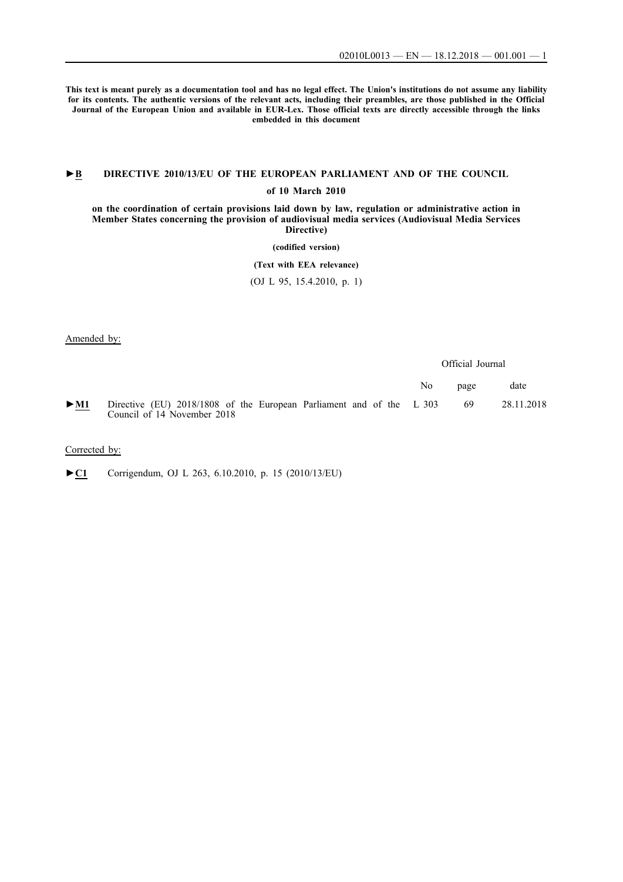**This text is meant purely as a documentation tool and has no legal effect. The Union's institutions do not assume any liability for its contents. The authentic versions of the relevant acts, including their preambles, are those published in the Official Journal of the European Union and available in EUR-Lex. Those official texts are directly accessible through the links embedded in this document**

## ►B DIRECTIVE 2010/13/EU OF THE EUROPEAN PARLIAMENT AND OF THE COUNCIL

**of 10 March 2010**

**on the coordination of certain provisions laid down by law, regulation or administrative action in Member States concerning the provision of audiovisual media services (Audiovisual Media Services Directive)**

**(codified version)**

**(Text with EEA relevance)**

(OJ L 95, 15.4.2010, p. 1)

Amended by:

| | | Official Journal | | |
|---|---|---|---|---|
| | | No | page | date |
| ►M1 | Directive (EU) 2018/1808 of the European Parliament and of the Council of 14 November 2018 | L 303 | 69 | 28.11.2018 |

Corrected by:

►C1 Corrigendum, OJ L 263, 6.10.2010, p. 15 (2010/13/EU)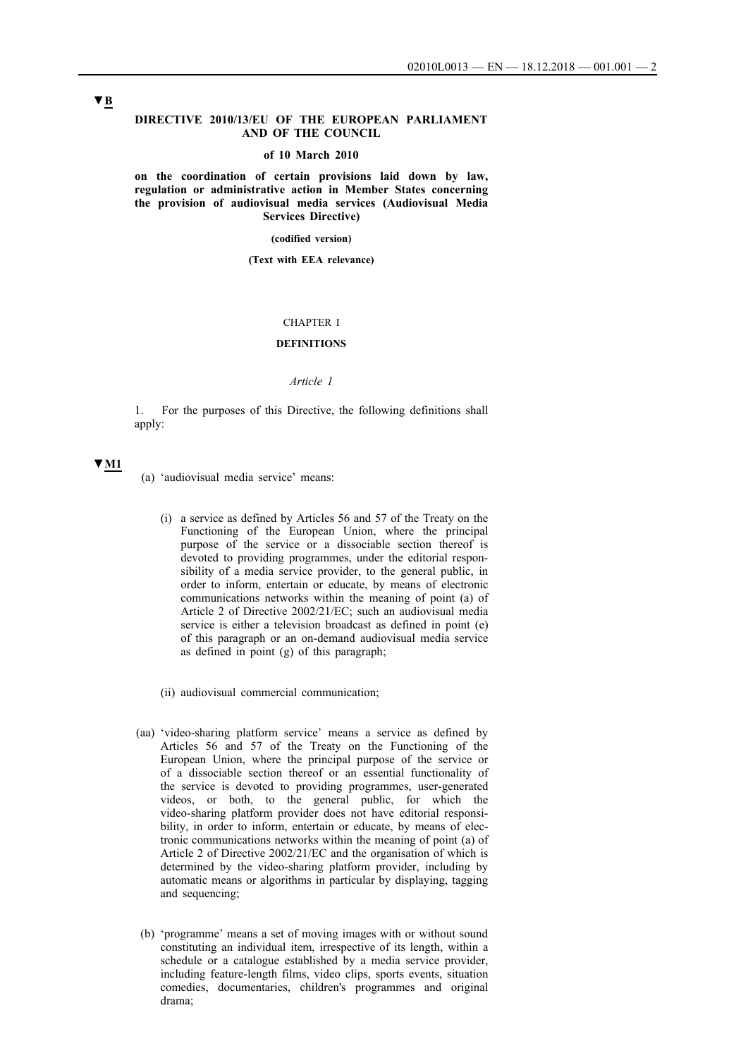▼B

**DIRECTIVE 2010/13/EU OF THE EUROPEAN PARLIAMENT AND OF THE COUNCIL**

**of 10 March 2010**

**on the coordination of certain provisions laid down by law, regulation or administrative action in Member States concerning the provision of audiovisual media services (Audiovisual Media Services Directive)**

**(codified version)**

**(Text with EEA relevance)**

CHAPTER I

**DEFINITIONS**

*Article 1*

1. For the purposes of this Directive, the following definitions shall apply:

▼M1

(a) 'audiovisual media service' means:

(i) a service as defined by Articles 56 and 57 of the Treaty on the Functioning of the European Union, where the principal purpose of the service or a dissociable section thereof is devoted to providing programmes, under the editorial responsibility of a media service provider, to the general public, in order to inform, entertain or educate, by means of electronic communications networks within the meaning of point (a) of Article 2 of Directive 2002/21/EC; such an audiovisual media service is either a television broadcast as defined in point (e) of this paragraph or an on-demand audiovisual media service as defined in point (g) of this paragraph;

(ii) audiovisual commercial communication;

(aa) 'video-sharing platform service' means a service as defined by Articles 56 and 57 of the Treaty on the Functioning of the European Union, where the principal purpose of the service or of a dissociable section thereof or an essential functionality of the service is devoted to providing programmes, user-generated videos, or both, to the general public, for which the video-sharing platform provider does not have editorial responsibility, in order to inform, entertain or educate, by means of electronic communications networks within the meaning of point (a) of Article 2 of Directive 2002/21/EC and the organisation of which is determined by the video-sharing platform provider, including by automatic means or algorithms in particular by displaying, tagging and sequencing;

(b) 'programme' means a set of moving images with or without sound constituting an individual item, irrespective of its length, within a schedule or a catalogue established by a media service provider, including feature-length films, video clips, sports events, situation comedies, documentaries, children's programmes and original drama;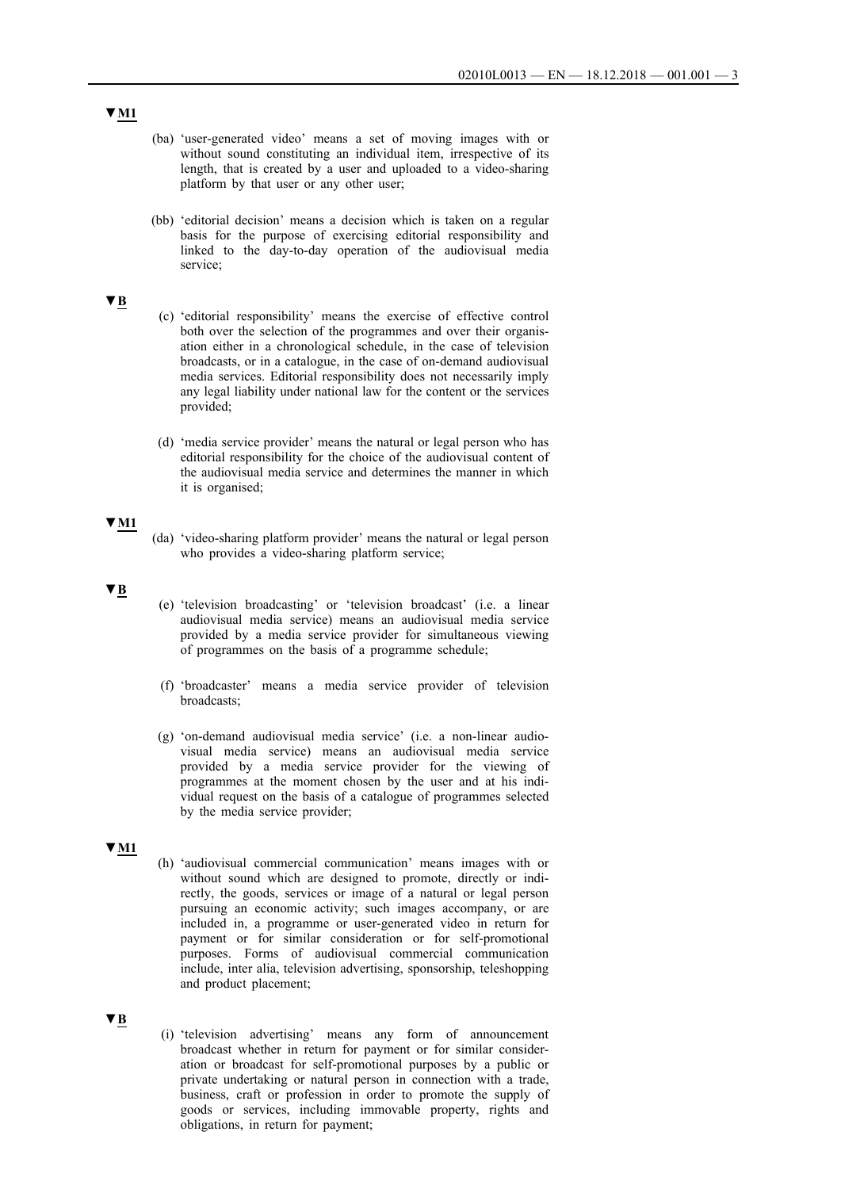▼M1

(ba) 'user-generated video' means a set of moving images with or without sound constituting an individual item, irrespective of its length, that is created by a user and uploaded to a video-sharing platform by that user or any other user;

(bb) 'editorial decision' means a decision which is taken on a regular basis for the purpose of exercising editorial responsibility and linked to the day-to-day operation of the audiovisual media service;

▼B

(c) 'editorial responsibility' means the exercise of effective control both over the selection of the programmes and over their organisation either in a chronological schedule, in the case of television broadcasts, or in a catalogue, in the case of on-demand audiovisual media services. Editorial responsibility does not necessarily imply any legal liability under national law for the content or the services provided;

(d) 'media service provider' means the natural or legal person who has editorial responsibility for the choice of the audiovisual content of the audiovisual media service and determines the manner in which it is organised;

▼M1

(da) 'video-sharing platform provider' means the natural or legal person who provides a video-sharing platform service;

▼B

(e) 'television broadcasting' or 'television broadcast' (i.e. a linear audiovisual media service) means an audiovisual media service provided by a media service provider for simultaneous viewing of programmes on the basis of a programme schedule;

(f) 'broadcaster' means a media service provider of television broadcasts;

(g) 'on-demand audiovisual media service' (i.e. a non-linear audiovisual media service) means an audiovisual media service provided by a media service provider for the viewing of programmes at the moment chosen by the user and at his individual request on the basis of a catalogue of programmes selected by the media service provider;

▼M1

(h) 'audiovisual commercial communication' means images with or without sound which are designed to promote, directly or indirectly, the goods, services or image of a natural or legal person pursuing an economic activity; such images accompany, or are included in, a programme or user-generated video in return for payment or for similar consideration or for self-promotional purposes. Forms of audiovisual commercial communication include, inter alia, television advertising, sponsorship, teleshopping and product placement;

▼B

(i) 'television advertising' means any form of announcement broadcast whether in return for payment or for similar consideration or broadcast for self-promotional purposes by a public or private undertaking or natural person in connection with a trade, business, craft or profession in order to promote the supply of goods or services, including immovable property, rights and obligations, in return for payment;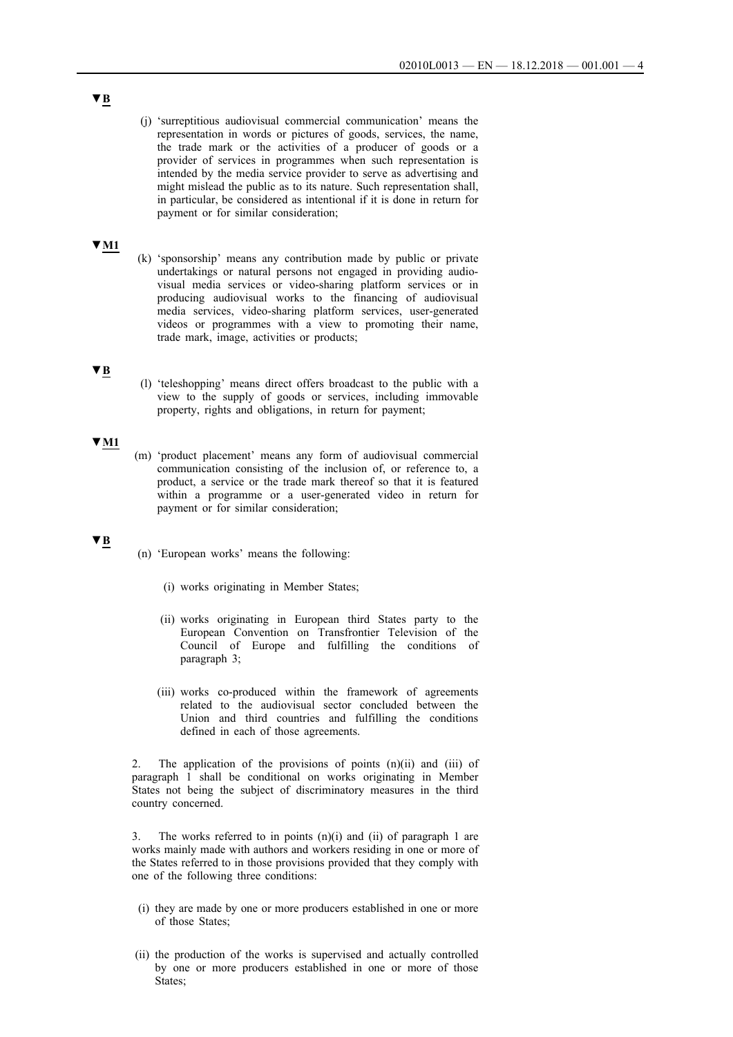▼B

(j) 'surreptitious audiovisual commercial communication' means the representation in words or pictures of goods, services, the name, the trade mark or the activities of a producer of goods or a provider of services in programmes when such representation is intended by the media service provider to serve as advertising and might mislead the public as to its nature. Such representation shall, in particular, be considered as intentional if it is done in return for payment or for similar consideration;

▼M1

(k) 'sponsorship' means any contribution made by public or private undertakings or natural persons not engaged in providing audiovisual media services or video-sharing platform services or in producing audiovisual works to the financing of audiovisual media services, video-sharing platform services, user-generated videos or programmes with a view to promoting their name, trade mark, image, activities or products;

▼B

(l) 'teleshopping' means direct offers broadcast to the public with a view to the supply of goods or services, including immovable property, rights and obligations, in return for payment;

▼M1

(m) 'product placement' means any form of audiovisual commercial communication consisting of the inclusion of, or reference to, a product, a service or the trade mark thereof so that it is featured within a programme or a user-generated video in return for payment or for similar consideration;

▼B

(n) 'European works' means the following:

(i) works originating in Member States;

(ii) works originating in European third States party to the European Convention on Transfrontier Television of the Council of Europe and fulfilling the conditions of paragraph 3;

(iii) works co-produced within the framework of agreements related to the audiovisual sector concluded between the Union and third countries and fulfilling the conditions defined in each of those agreements.

2. The application of the provisions of points (n)(ii) and (iii) of paragraph 1 shall be conditional on works originating in Member States not being the subject of discriminatory measures in the third country concerned.

3. The works referred to in points (n)(i) and (ii) of paragraph 1 are works mainly made with authors and workers residing in one or more of the States referred to in those provisions provided that they comply with one of the following three conditions:

(i) they are made by one or more producers established in one or more of those States;

(ii) the production of the works is supervised and actually controlled by one or more producers established in one or more of those States;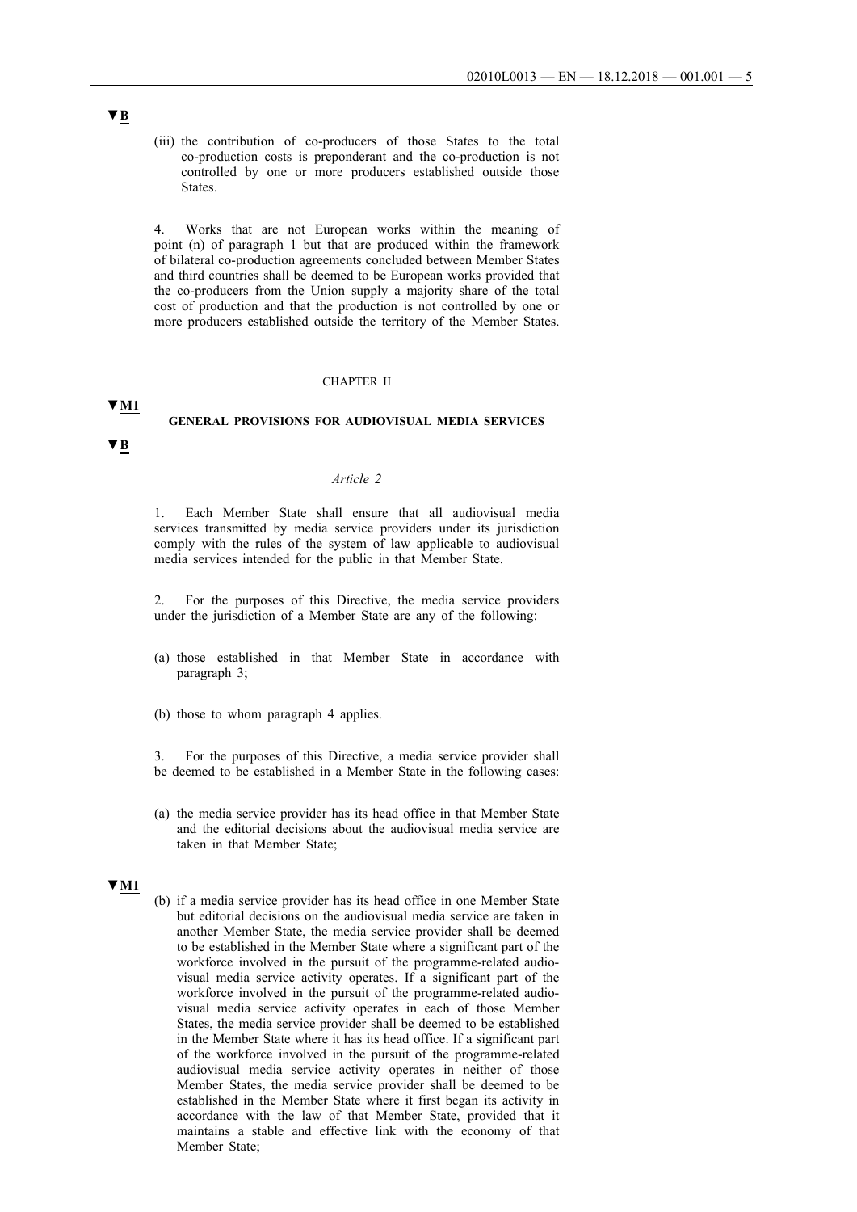▼B

(iii) the contribution of co-producers of those States to the total co-production costs is preponderant and the co-production is not controlled by one or more producers established outside those States.

4. Works that are not European works within the meaning of point (n) of paragraph 1 but that are produced within the framework of bilateral co-production agreements concluded between Member States and third countries shall be deemed to be European works provided that the co-producers from the Union supply a majority share of the total cost of production and that the production is not controlled by one or more producers established outside the territory of the Member States.

CHAPTER II

▼M1

## GENERAL PROVISIONS FOR AUDIOVISUAL MEDIA SERVICES

▼B

*Article 2*

1. Each Member State shall ensure that all audiovisual media services transmitted by media service providers under its jurisdiction comply with the rules of the system of law applicable to audiovisual media services intended for the public in that Member State.

2. For the purposes of this Directive, the media service providers under the jurisdiction of a Member State are any of the following:

(a) those established in that Member State in accordance with paragraph 3;

(b) those to whom paragraph 4 applies.

3. For the purposes of this Directive, a media service provider shall be deemed to be established in a Member State in the following cases:

(a) the media service provider has its head office in that Member State and the editorial decisions about the audiovisual media service are taken in that Member State;

▼M1

(b) if a media service provider has its head office in one Member State but editorial decisions on the audiovisual media service are taken in another Member State, the media service provider shall be deemed to be established in the Member State where a significant part of the workforce involved in the pursuit of the programme-related audiovisual media service activity operates. If a significant part of the workforce involved in the pursuit of the programme-related audiovisual media service activity operates in each of those Member States, the media service provider shall be deemed to be established in the Member State where it has its head office. If a significant part of the workforce involved in the pursuit of the programme-related audiovisual media service activity operates in neither of those Member States, the media service provider shall be deemed to be established in the Member State where it first began its activity in accordance with the law of that Member State, provided that it maintains a stable and effective link with the economy of that Member State;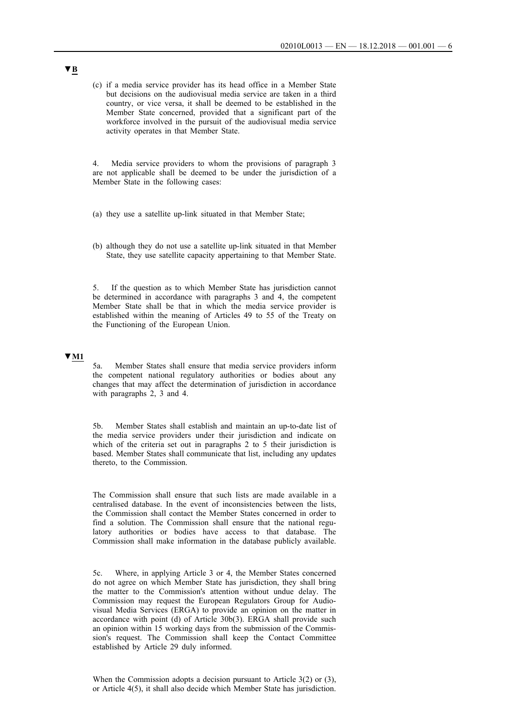▼B

(c) if a media service provider has its head office in a Member State but decisions on the audiovisual media service are taken in a third country, or vice versa, it shall be deemed to be established in the Member State concerned, provided that a significant part of the workforce involved in the pursuit of the audiovisual media service activity operates in that Member State.

4. Media service providers to whom the provisions of paragraph 3 are not applicable shall be deemed to be under the jurisdiction of a Member State in the following cases:

(a) they use a satellite up-link situated in that Member State;

(b) although they do not use a satellite up-link situated in that Member State, they use satellite capacity appertaining to that Member State.

5. If the question as to which Member State has jurisdiction cannot be determined in accordance with paragraphs 3 and 4, the competent Member State shall be that in which the media service provider is established within the meaning of Articles 49 to 55 of the Treaty on the Functioning of the European Union.

▼M1

5a. Member States shall ensure that media service providers inform the competent national regulatory authorities or bodies about any changes that may affect the determination of jurisdiction in accordance with paragraphs 2, 3 and 4.

5b. Member States shall establish and maintain an up-to-date list of the media service providers under their jurisdiction and indicate on which of the criteria set out in paragraphs 2 to 5 their jurisdiction is based. Member States shall communicate that list, including any updates thereto, to the Commission.

The Commission shall ensure that such lists are made available in a centralised database. In the event of inconsistencies between the lists, the Commission shall contact the Member States concerned in order to find a solution. The Commission shall ensure that the national regulatory authorities or bodies have access to that database. The Commission shall make information in the database publicly available.

5c. Where, in applying Article 3 or 4, the Member States concerned do not agree on which Member State has jurisdiction, they shall bring the matter to the Commission's attention without undue delay. The Commission may request the European Regulators Group for Audiovisual Media Services (ERGA) to provide an opinion on the matter in accordance with point (d) of Article 30b(3). ERGA shall provide such an opinion within 15 working days from the submission of the Commission's request. The Commission shall keep the Contact Committee established by Article 29 duly informed.

When the Commission adopts a decision pursuant to Article 3(2) or (3), or Article 4(5), it shall also decide which Member State has jurisdiction.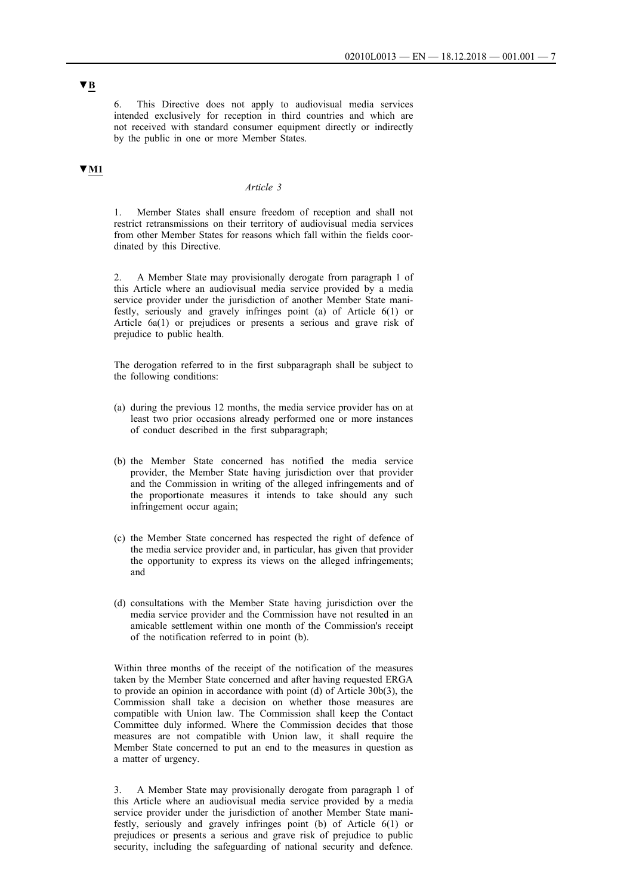▼B

6. This Directive does not apply to audiovisual media services intended exclusively for reception in third countries and which are not received with standard consumer equipment directly or indirectly by the public in one or more Member States.

▼M1

*Article 3*

1. Member States shall ensure freedom of reception and shall not restrict retransmissions on their territory of audiovisual media services from other Member States for reasons which fall within the fields coordinated by this Directive.

2. A Member State may provisionally derogate from paragraph 1 of this Article where an audiovisual media service provided by a media service provider under the jurisdiction of another Member State manifestly, seriously and gravely infringes point (a) of Article 6(1) or Article 6a(1) or prejudices or presents a serious and grave risk of prejudice to public health.

The derogation referred to in the first subparagraph shall be subject to the following conditions:

(a) during the previous 12 months, the media service provider has on at least two prior occasions already performed one or more instances of conduct described in the first subparagraph;

(b) the Member State concerned has notified the media service provider, the Member State having jurisdiction over that provider and the Commission in writing of the alleged infringements and of the proportionate measures it intends to take should any such infringement occur again;

(c) the Member State concerned has respected the right of defence of the media service provider and, in particular, has given that provider the opportunity to express its views on the alleged infringements; and

(d) consultations with the Member State having jurisdiction over the media service provider and the Commission have not resulted in an amicable settlement within one month of the Commission's receipt of the notification referred to in point (b).

Within three months of the receipt of the notification of the measures taken by the Member State concerned and after having requested ERGA to provide an opinion in accordance with point (d) of Article 30b(3), the Commission shall take a decision on whether those measures are compatible with Union law. The Commission shall keep the Contact Committee duly informed. Where the Commission decides that those measures are not compatible with Union law, it shall require the Member State concerned to put an end to the measures in question as a matter of urgency.

3. A Member State may provisionally derogate from paragraph 1 of this Article where an audiovisual media service provided by a media service provider under the jurisdiction of another Member State manifestly, seriously and gravely infringes point (b) of Article 6(1) or prejudices or presents a serious and grave risk of prejudice to public security, including the safeguarding of national security and defence.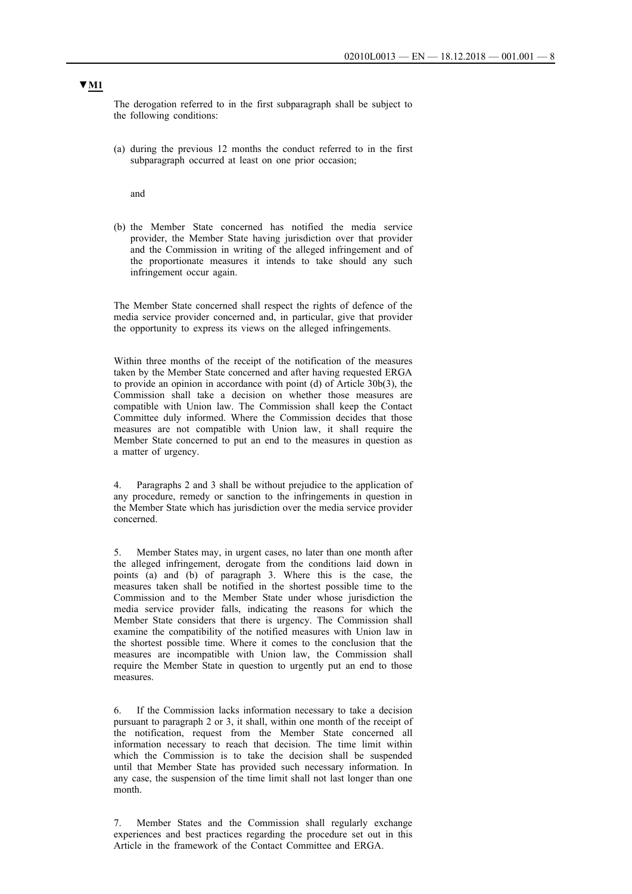▼M1

The derogation referred to in the first subparagraph shall be subject to the following conditions:

(a) during the previous 12 months the conduct referred to in the first subparagraph occurred at least on one prior occasion;

and

(b) the Member State concerned has notified the media service provider, the Member State having jurisdiction over that provider and the Commission in writing of the alleged infringement and of the proportionate measures it intends to take should any such infringement occur again.

The Member State concerned shall respect the rights of defence of the media service provider concerned and, in particular, give that provider the opportunity to express its views on the alleged infringements.

Within three months of the receipt of the notification of the measures taken by the Member State concerned and after having requested ERGA to provide an opinion in accordance with point (d) of Article 30b(3), the Commission shall take a decision on whether those measures are compatible with Union law. The Commission shall keep the Contact Committee duly informed. Where the Commission decides that those measures are not compatible with Union law, it shall require the Member State concerned to put an end to the measures in question as a matter of urgency.

4. Paragraphs 2 and 3 shall be without prejudice to the application of any procedure, remedy or sanction to the infringements in question in the Member State which has jurisdiction over the media service provider concerned.

5. Member States may, in urgent cases, no later than one month after the alleged infringement, derogate from the conditions laid down in points (a) and (b) of paragraph 3. Where this is the case, the measures taken shall be notified in the shortest possible time to the Commission and to the Member State under whose jurisdiction the media service provider falls, indicating the reasons for which the Member State considers that there is urgency. The Commission shall examine the compatibility of the notified measures with Union law in the shortest possible time. Where it comes to the conclusion that the measures are incompatible with Union law, the Commission shall require the Member State in question to urgently put an end to those measures.

6. If the Commission lacks information necessary to take a decision pursuant to paragraph 2 or 3, it shall, within one month of the receipt of the notification, request from the Member State concerned all information necessary to reach that decision. The time limit within which the Commission is to take the decision shall be suspended until that Member State has provided such necessary information. In any case, the suspension of the time limit shall not last longer than one month.

7. Member States and the Commission shall regularly exchange experiences and best practices regarding the procedure set out in this Article in the framework of the Contact Committee and ERGA.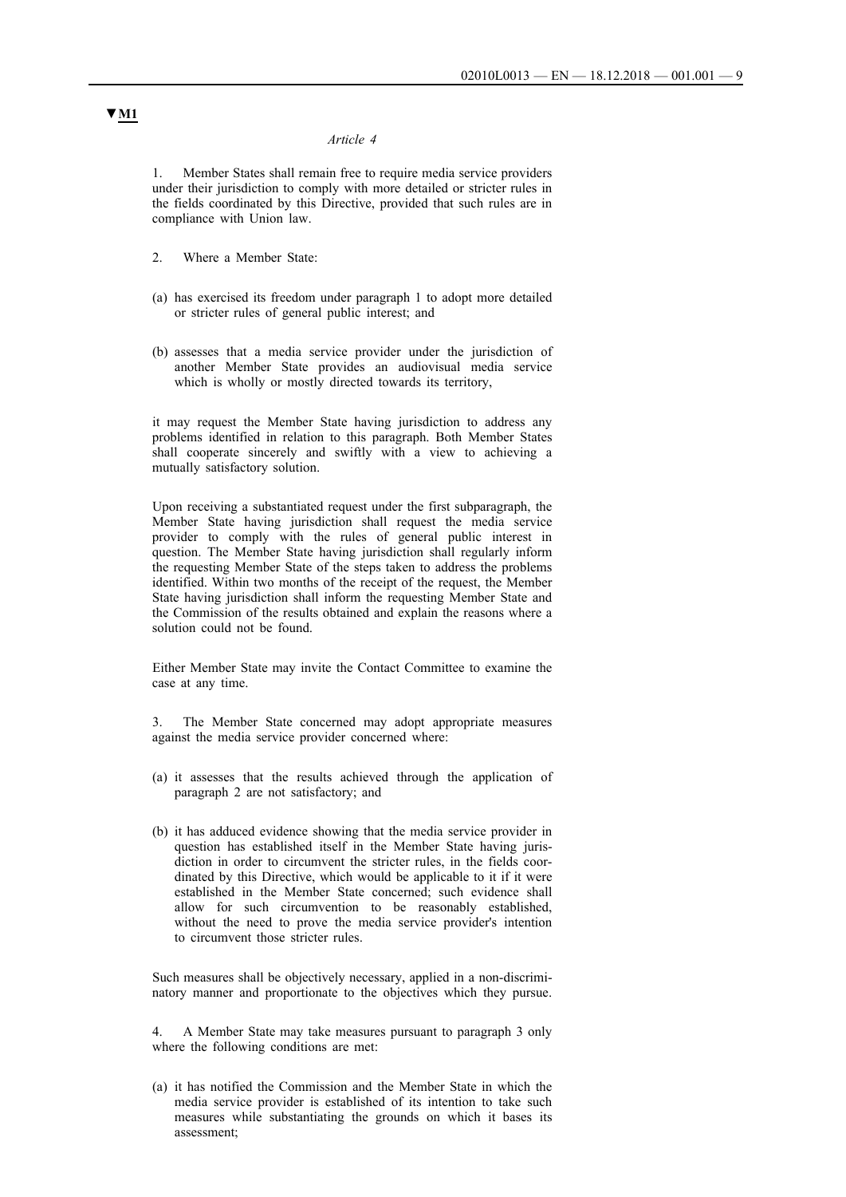▼M1

*Article 4*

1. Member States shall remain free to require media service providers under their jurisdiction to comply with more detailed or stricter rules in the fields coordinated by this Directive, provided that such rules are in compliance with Union law.

2. Where a Member State:

(a) has exercised its freedom under paragraph 1 to adopt more detailed or stricter rules of general public interest; and

(b) assesses that a media service provider under the jurisdiction of another Member State provides an audiovisual media service which is wholly or mostly directed towards its territory,

it may request the Member State having jurisdiction to address any problems identified in relation to this paragraph. Both Member States shall cooperate sincerely and swiftly with a view to achieving a mutually satisfactory solution.

Upon receiving a substantiated request under the first subparagraph, the Member State having jurisdiction shall request the media service provider to comply with the rules of general public interest in question. The Member State having jurisdiction shall regularly inform the requesting Member State of the steps taken to address the problems identified. Within two months of the receipt of the request, the Member State having jurisdiction shall inform the requesting Member State and the Commission of the results obtained and explain the reasons where a solution could not be found.

Either Member State may invite the Contact Committee to examine the case at any time.

3. The Member State concerned may adopt appropriate measures against the media service provider concerned where:

(a) it assesses that the results achieved through the application of paragraph 2 are not satisfactory; and

(b) it has adduced evidence showing that the media service provider in question has established itself in the Member State having jurisdiction in order to circumvent the stricter rules, in the fields coordinated by this Directive, which would be applicable to it if it were established in the Member State concerned; such evidence shall allow for such circumvention to be reasonably established, without the need to prove the media service provider's intention to circumvent those stricter rules.

Such measures shall be objectively necessary, applied in a non-discriminatory manner and proportionate to the objectives which they pursue.

4. A Member State may take measures pursuant to paragraph 3 only where the following conditions are met:

(a) it has notified the Commission and the Member State in which the media service provider is established of its intention to take such measures while substantiating the grounds on which it bases its assessment;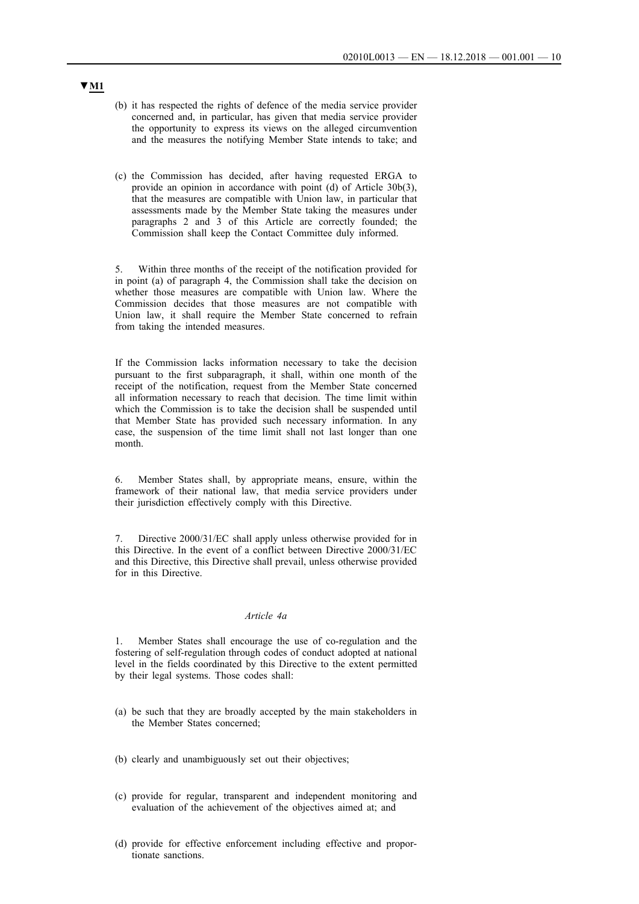▼M1

(b) it has respected the rights of defence of the media service provider concerned and, in particular, has given that media service provider the opportunity to express its views on the alleged circumvention and the measures the notifying Member State intends to take; and

(c) the Commission has decided, after having requested ERGA to provide an opinion in accordance with point (d) of Article 30b(3), that the measures are compatible with Union law, in particular that assessments made by the Member State taking the measures under paragraphs 2 and 3 of this Article are correctly founded; the Commission shall keep the Contact Committee duly informed.

5. Within three months of the receipt of the notification provided for in point (a) of paragraph 4, the Commission shall take the decision on whether those measures are compatible with Union law. Where the Commission decides that those measures are not compatible with Union law, it shall require the Member State concerned to refrain from taking the intended measures.

If the Commission lacks information necessary to take the decision pursuant to the first subparagraph, it shall, within one month of the receipt of the notification, request from the Member State concerned all information necessary to reach that decision. The time limit within which the Commission is to take the decision shall be suspended until that Member State has provided such necessary information. In any case, the suspension of the time limit shall not last longer than one month.

6. Member States shall, by appropriate means, ensure, within the framework of their national law, that media service providers under their jurisdiction effectively comply with this Directive.

7. Directive 2000/31/EC shall apply unless otherwise provided for in this Directive. In the event of a conflict between Directive 2000/31/EC and this Directive, this Directive shall prevail, unless otherwise provided for in this Directive.

*Article 4a*

1. Member States shall encourage the use of co-regulation and the fostering of self-regulation through codes of conduct adopted at national level in the fields coordinated by this Directive to the extent permitted by their legal systems. Those codes shall:

(a) be such that they are broadly accepted by the main stakeholders in the Member States concerned;

(b) clearly and unambiguously set out their objectives;

(c) provide for regular, transparent and independent monitoring and evaluation of the achievement of the objectives aimed at; and

(d) provide for effective enforcement including effective and proportionate sanctions.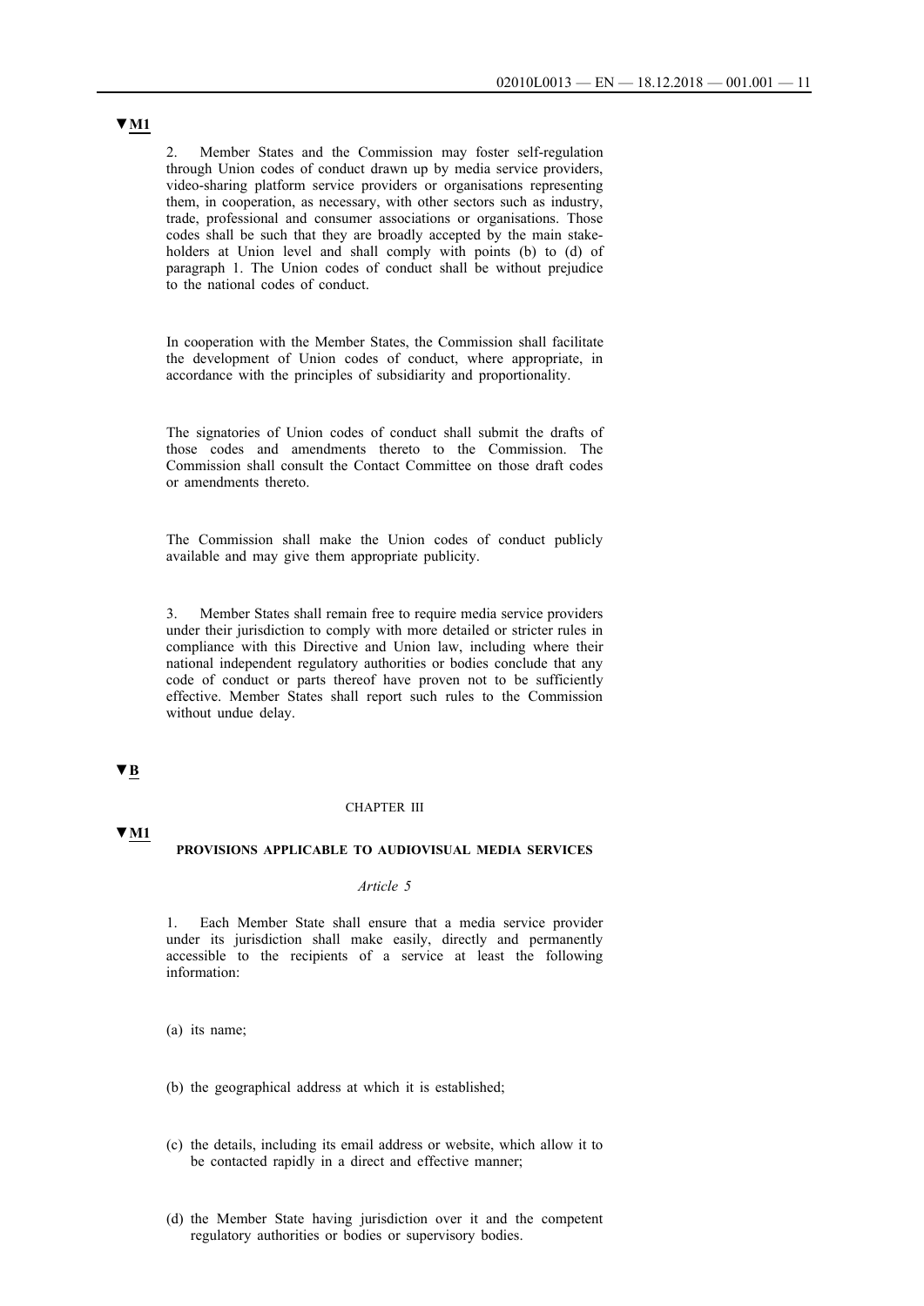▼M1

2. Member States and the Commission may foster self-regulation through Union codes of conduct drawn up by media service providers, video-sharing platform service providers or organisations representing them, in cooperation, as necessary, with other sectors such as industry, trade, professional and consumer associations or organisations. Those codes shall be such that they are broadly accepted by the main stakeholders at Union level and shall comply with points (b) to (d) of paragraph 1. The Union codes of conduct shall be without prejudice to the national codes of conduct.

In cooperation with the Member States, the Commission shall facilitate the development of Union codes of conduct, where appropriate, in accordance with the principles of subsidiarity and proportionality.

The signatories of Union codes of conduct shall submit the drafts of those codes and amendments thereto to the Commission. The Commission shall consult the Contact Committee on those draft codes or amendments thereto.

The Commission shall make the Union codes of conduct publicly available and may give them appropriate publicity.

3. Member States shall remain free to require media service providers under their jurisdiction to comply with more detailed or stricter rules in compliance with this Directive and Union law, including where their national independent regulatory authorities or bodies conclude that any code of conduct or parts thereof have proven not to be sufficiently effective. Member States shall report such rules to the Commission without undue delay.

▼B

## CHAPTER III

▼M1

## PROVISIONS APPLICABLE TO AUDIOVISUAL MEDIA SERVICES

### *Article 5*

1. Each Member State shall ensure that a media service provider under its jurisdiction shall make easily, directly and permanently accessible to the recipients of a service at least the following information:

(a) its name;

(b) the geographical address at which it is established;

(c) the details, including its email address or website, which allow it to be contacted rapidly in a direct and effective manner;

(d) the Member State having jurisdiction over it and the competent regulatory authorities or bodies or supervisory bodies.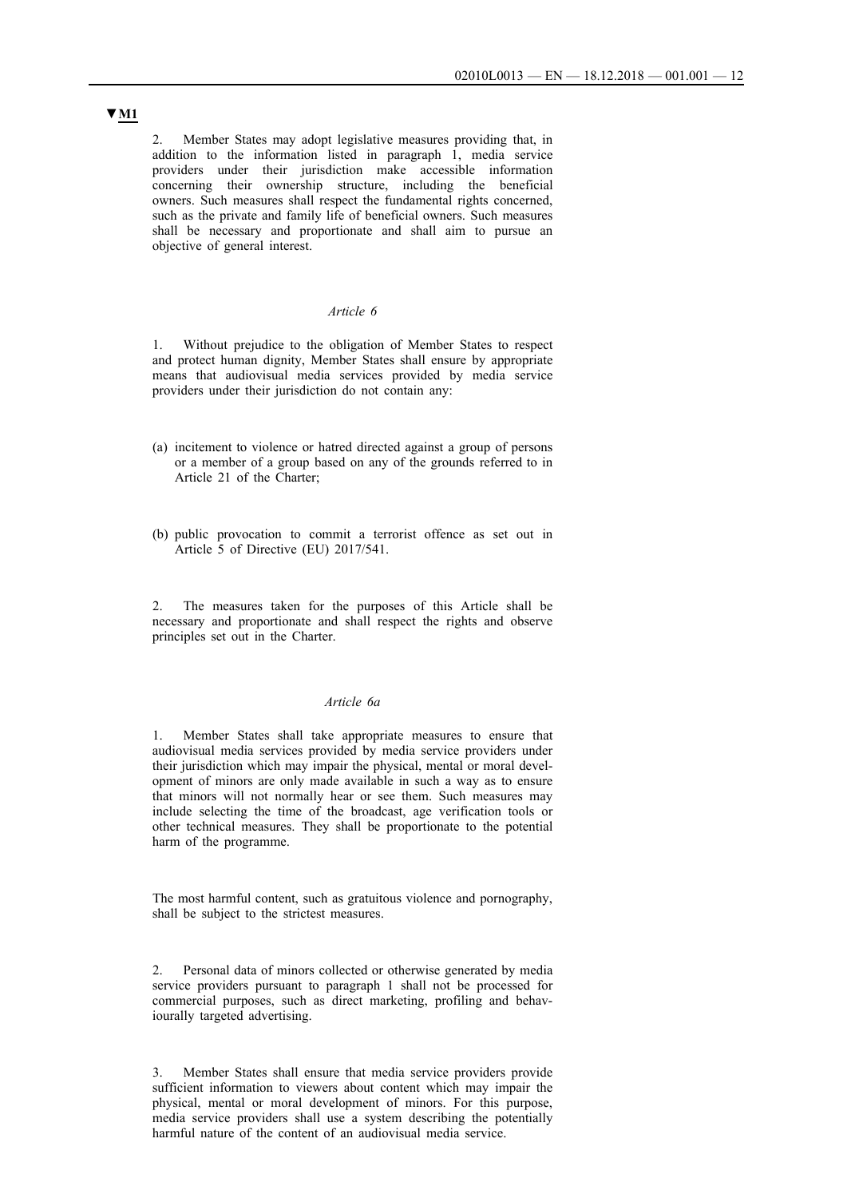▼M1

2. Member States may adopt legislative measures providing that, in addition to the information listed in paragraph 1, media service providers under their jurisdiction make accessible information concerning their ownership structure, including the beneficial owners. Such measures shall respect the fundamental rights concerned, such as the private and family life of beneficial owners. Such measures shall be necessary and proportionate and shall aim to pursue an objective of general interest.

*Article 6*

1. Without prejudice to the obligation of Member States to respect and protect human dignity, Member States shall ensure by appropriate means that audiovisual media services provided by media service providers under their jurisdiction do not contain any:

(a) incitement to violence or hatred directed against a group of persons or a member of a group based on any of the grounds referred to in Article 21 of the Charter;

(b) public provocation to commit a terrorist offence as set out in Article 5 of Directive (EU) 2017/541.

2. The measures taken for the purposes of this Article shall be necessary and proportionate and shall respect the rights and observe principles set out in the Charter.

*Article 6a*

1. Member States shall take appropriate measures to ensure that audiovisual media services provided by media service providers under their jurisdiction which may impair the physical, mental or moral development of minors are only made available in such a way as to ensure that minors will not normally hear or see them. Such measures may include selecting the time of the broadcast, age verification tools or other technical measures. They shall be proportionate to the potential harm of the programme.

The most harmful content, such as gratuitous violence and pornography, shall be subject to the strictest measures.

2. Personal data of minors collected or otherwise generated by media service providers pursuant to paragraph 1 shall not be processed for commercial purposes, such as direct marketing, profiling and behaviourally targeted advertising.

3. Member States shall ensure that media service providers provide sufficient information to viewers about content which may impair the physical, mental or moral development of minors. For this purpose, media service providers shall use a system describing the potentially harmful nature of the content of an audiovisual media service.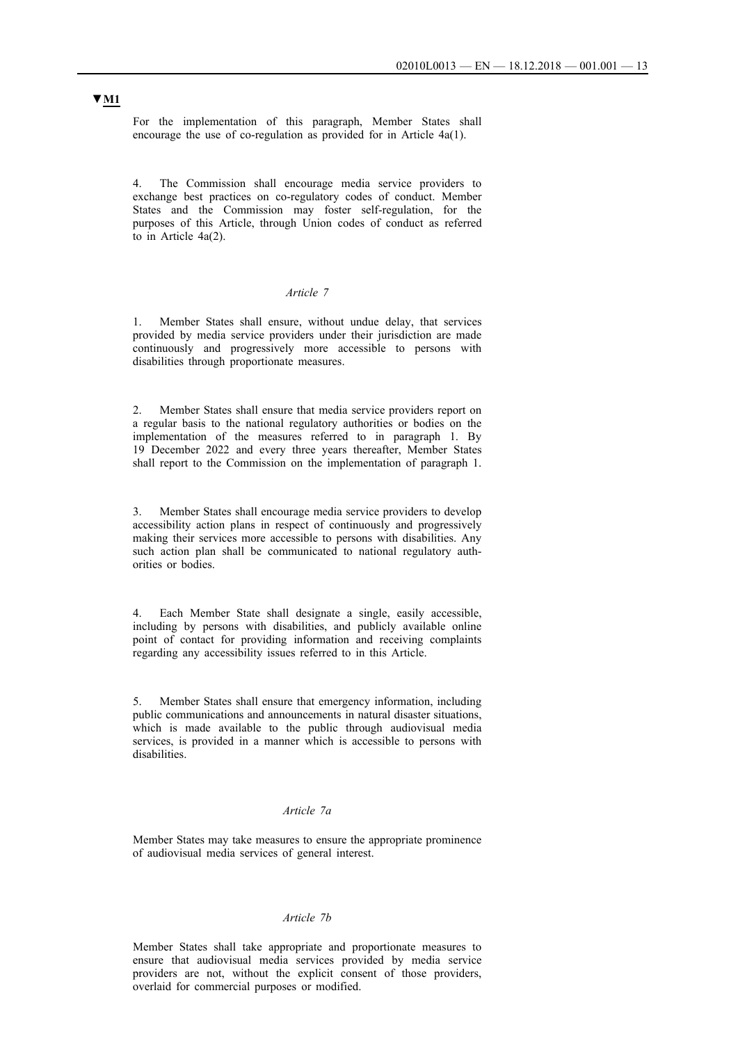▼**M1**

For the implementation of this paragraph, Member States shall encourage the use of co-regulation as provided for in Article 4a(1).

4. The Commission shall encourage media service providers to exchange best practices on co-regulatory codes of conduct. Member States and the Commission may foster self-regulation, for the purposes of this Article, through Union codes of conduct as referred to in Article 4a(2).

*Article 7*

1. Member States shall ensure, without undue delay, that services provided by media service providers under their jurisdiction are made continuously and progressively more accessible to persons with disabilities through proportionate measures.

2. Member States shall ensure that media service providers report on a regular basis to the national regulatory authorities or bodies on the implementation of the measures referred to in paragraph 1. By 19 December 2022 and every three years thereafter, Member States shall report to the Commission on the implementation of paragraph 1.

3. Member States shall encourage media service providers to develop accessibility action plans in respect of continuously and progressively making their services more accessible to persons with disabilities. Any such action plan shall be communicated to national regulatory authorities or bodies.

4. Each Member State shall designate a single, easily accessible, including by persons with disabilities, and publicly available online point of contact for providing information and receiving complaints regarding any accessibility issues referred to in this Article.

5. Member States shall ensure that emergency information, including public communications and announcements in natural disaster situations, which is made available to the public through audiovisual media services, is provided in a manner which is accessible to persons with disabilities.

*Article 7a*

Member States may take measures to ensure the appropriate prominence of audiovisual media services of general interest.

*Article 7b*

Member States shall take appropriate and proportionate measures to ensure that audiovisual media services provided by media service providers are not, without the explicit consent of those providers, overlaid for commercial purposes or modified.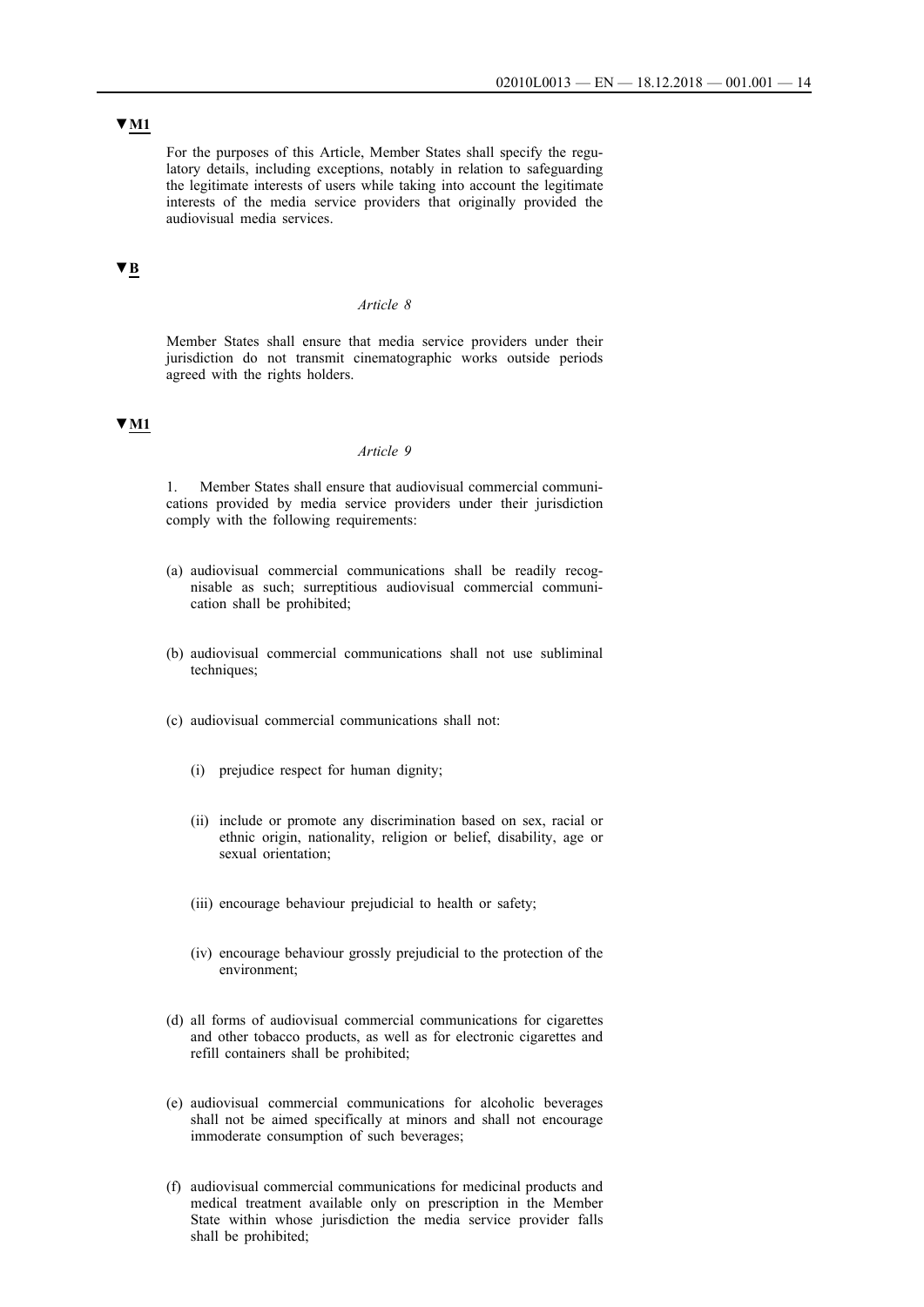▼M1

For the purposes of this Article, Member States shall specify the regulatory details, including exceptions, notably in relation to safeguarding the legitimate interests of users while taking into account the legitimate interests of the media service providers that originally provided the audiovisual media services.

▼B

*Article 8*

Member States shall ensure that media service providers under their jurisdiction do not transmit cinematographic works outside periods agreed with the rights holders.

▼M1

*Article 9*

1. Member States shall ensure that audiovisual commercial communications provided by media service providers under their jurisdiction comply with the following requirements:

(a) audiovisual commercial communications shall be readily recognisable as such; surreptitious audiovisual commercial communication shall be prohibited;

(b) audiovisual commercial communications shall not use subliminal techniques;

(c) audiovisual commercial communications shall not:

  (i) prejudice respect for human dignity;

  (ii) include or promote any discrimination based on sex, racial or ethnic origin, nationality, religion or belief, disability, age or sexual orientation;

  (iii) encourage behaviour prejudicial to health or safety;

  (iv) encourage behaviour grossly prejudicial to the protection of the environment;

(d) all forms of audiovisual commercial communications for cigarettes and other tobacco products, as well as for electronic cigarettes and refill containers shall be prohibited;

(e) audiovisual commercial communications for alcoholic beverages shall not be aimed specifically at minors and shall not encourage immoderate consumption of such beverages;

(f) audiovisual commercial communications for medicinal products and medical treatment available only on prescription in the Member State within whose jurisdiction the media service provider falls shall be prohibited;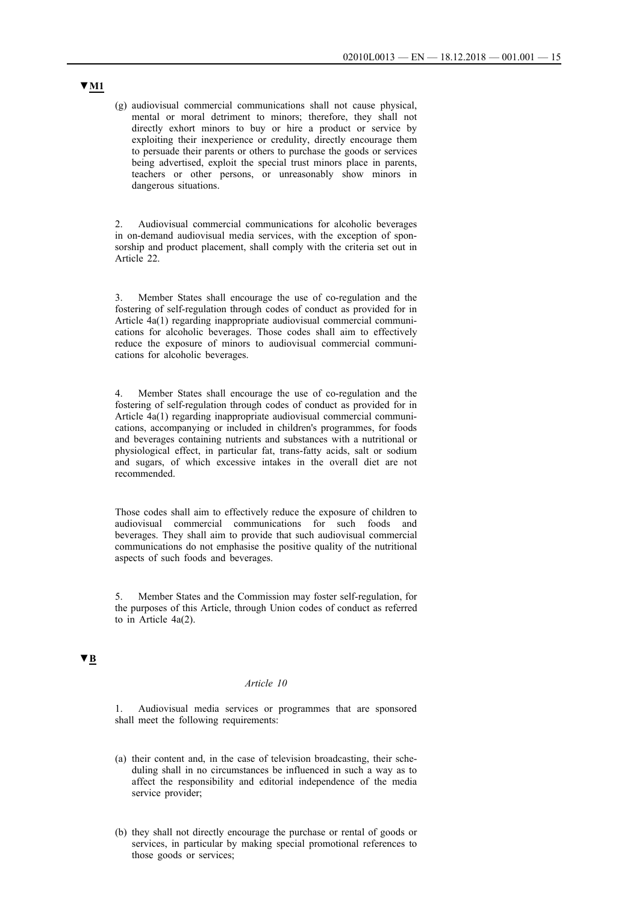▼**M1**

(g) audiovisual commercial communications shall not cause physical, mental or moral detriment to minors; therefore, they shall not directly exhort minors to buy or hire a product or service by exploiting their inexperience or credulity, directly encourage them to persuade their parents or others to purchase the goods or services being advertised, exploit the special trust minors place in parents, teachers or other persons, or unreasonably show minors in dangerous situations.

2. Audiovisual commercial communications for alcoholic beverages in on-demand audiovisual media services, with the exception of sponsorship and product placement, shall comply with the criteria set out in Article 22.

3. Member States shall encourage the use of co-regulation and the fostering of self-regulation through codes of conduct as provided for in Article 4a(1) regarding inappropriate audiovisual commercial communications for alcoholic beverages. Those codes shall aim to effectively reduce the exposure of minors to audiovisual commercial communications for alcoholic beverages.

4. Member States shall encourage the use of co-regulation and the fostering of self-regulation through codes of conduct as provided for in Article 4a(1) regarding inappropriate audiovisual commercial communications, accompanying or included in children's programmes, for foods and beverages containing nutrients and substances with a nutritional or physiological effect, in particular fat, trans-fatty acids, salt or sodium and sugars, of which excessive intakes in the overall diet are not recommended.

Those codes shall aim to effectively reduce the exposure of children to audiovisual commercial communications for such foods and beverages. They shall aim to provide that such audiovisual commercial communications do not emphasise the positive quality of the nutritional aspects of such foods and beverages.

5. Member States and the Commission may foster self-regulation, for the purposes of this Article, through Union codes of conduct as referred to in Article 4a(2).

▼**B**

*Article 10*

1. Audiovisual media services or programmes that are sponsored shall meet the following requirements:

(a) their content and, in the case of television broadcasting, their scheduling shall in no circumstances be influenced in such a way as to affect the responsibility and editorial independence of the media service provider;

(b) they shall not directly encourage the purchase or rental of goods or services, in particular by making special promotional references to those goods or services;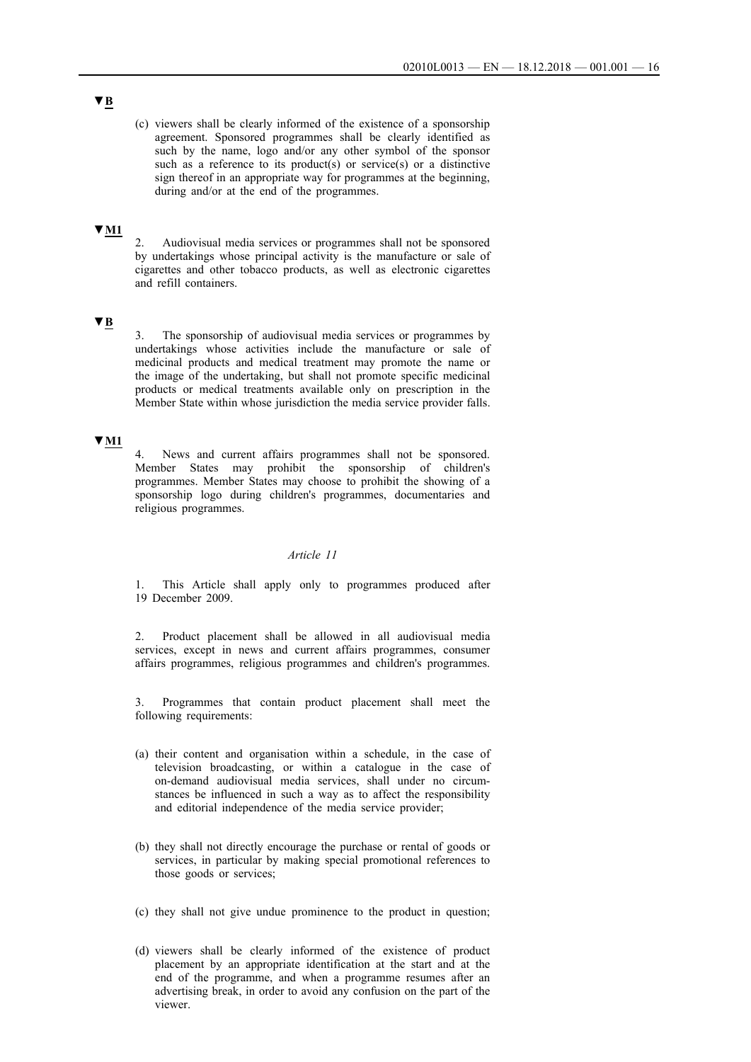▼B

(c) viewers shall be clearly informed of the existence of a sponsorship agreement. Sponsored programmes shall be clearly identified as such by the name, logo and/or any other symbol of the sponsor such as a reference to its product(s) or service(s) or a distinctive sign thereof in an appropriate way for programmes at the beginning, during and/or at the end of the programmes.

▼M1

2. Audiovisual media services or programmes shall not be sponsored by undertakings whose principal activity is the manufacture or sale of cigarettes and other tobacco products, as well as electronic cigarettes and refill containers.

▼B

3. The sponsorship of audiovisual media services or programmes by undertakings whose activities include the manufacture or sale of medicinal products and medical treatment may promote the name or the image of the undertaking, but shall not promote specific medicinal products or medical treatments available only on prescription in the Member State within whose jurisdiction the media service provider falls.

▼M1

4. News and current affairs programmes shall not be sponsored. Member States may prohibit the sponsorship of children's programmes. Member States may choose to prohibit the showing of a sponsorship logo during children's programmes, documentaries and religious programmes.

*Article 11*

1. This Article shall apply only to programmes produced after 19 December 2009.

2. Product placement shall be allowed in all audiovisual media services, except in news and current affairs programmes, consumer affairs programmes, religious programmes and children's programmes.

3. Programmes that contain product placement shall meet the following requirements:

(a) their content and organisation within a schedule, in the case of television broadcasting, or within a catalogue in the case of on-demand audiovisual media services, shall under no circumstances be influenced in such a way as to affect the responsibility and editorial independence of the media service provider;

(b) they shall not directly encourage the purchase or rental of goods or services, in particular by making special promotional references to those goods or services;

(c) they shall not give undue prominence to the product in question;

(d) viewers shall be clearly informed of the existence of product placement by an appropriate identification at the start and at the end of the programme, and when a programme resumes after an advertising break, in order to avoid any confusion on the part of the viewer.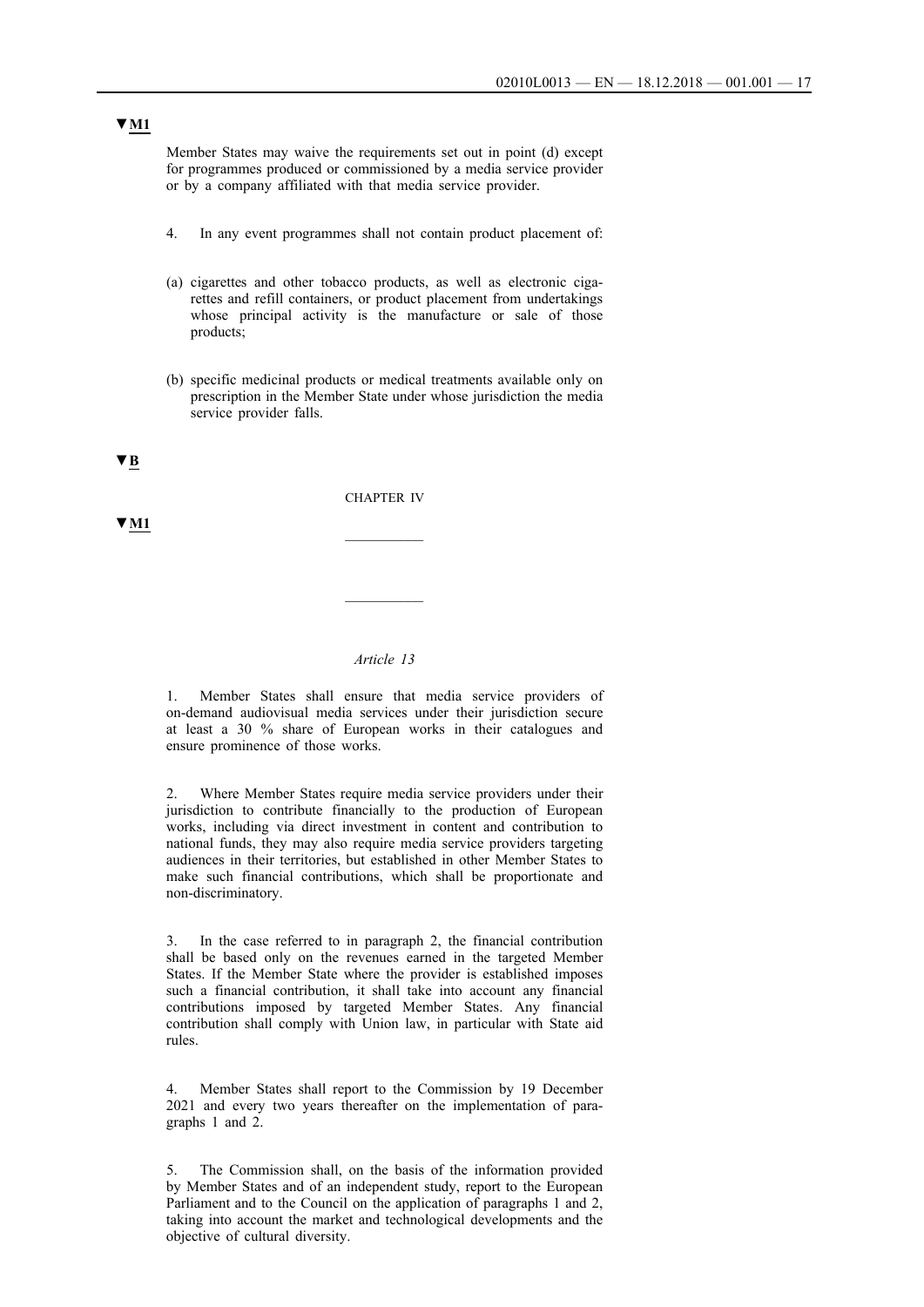▼M1

Member States may waive the requirements set out in point (d) except for programmes produced or commissioned by a media service provider or by a company affiliated with that media service provider.

4. In any event programmes shall not contain product placement of:

(a) cigarettes and other tobacco products, as well as electronic cigarettes and refill containers, or product placement from undertakings whose principal activity is the manufacture or sale of those products;

(b) specific medicinal products or medical treatments available only on prescription in the Member State under whose jurisdiction the media service provider falls.

▼B

CHAPTER IV

▼M1

__________

__________

*Article 13*

1. Member States shall ensure that media service providers of on-demand audiovisual media services under their jurisdiction secure at least a 30 % share of European works in their catalogues and ensure prominence of those works.

2. Where Member States require media service providers under their jurisdiction to contribute financially to the production of European works, including via direct investment in content and contribution to national funds, they may also require media service providers targeting audiences in their territories, but established in other Member States to make such financial contributions, which shall be proportionate and non-discriminatory.

3. In the case referred to in paragraph 2, the financial contribution shall be based only on the revenues earned in the targeted Member States. If the Member State where the provider is established imposes such a financial contribution, it shall take into account any financial contributions imposed by targeted Member States. Any financial contribution shall comply with Union law, in particular with State aid rules.

4. Member States shall report to the Commission by 19 December 2021 and every two years thereafter on the implementation of paragraphs 1 and 2.

5. The Commission shall, on the basis of the information provided by Member States and of an independent study, report to the European Parliament and to the Council on the application of paragraphs 1 and 2, taking into account the market and technological developments and the objective of cultural diversity.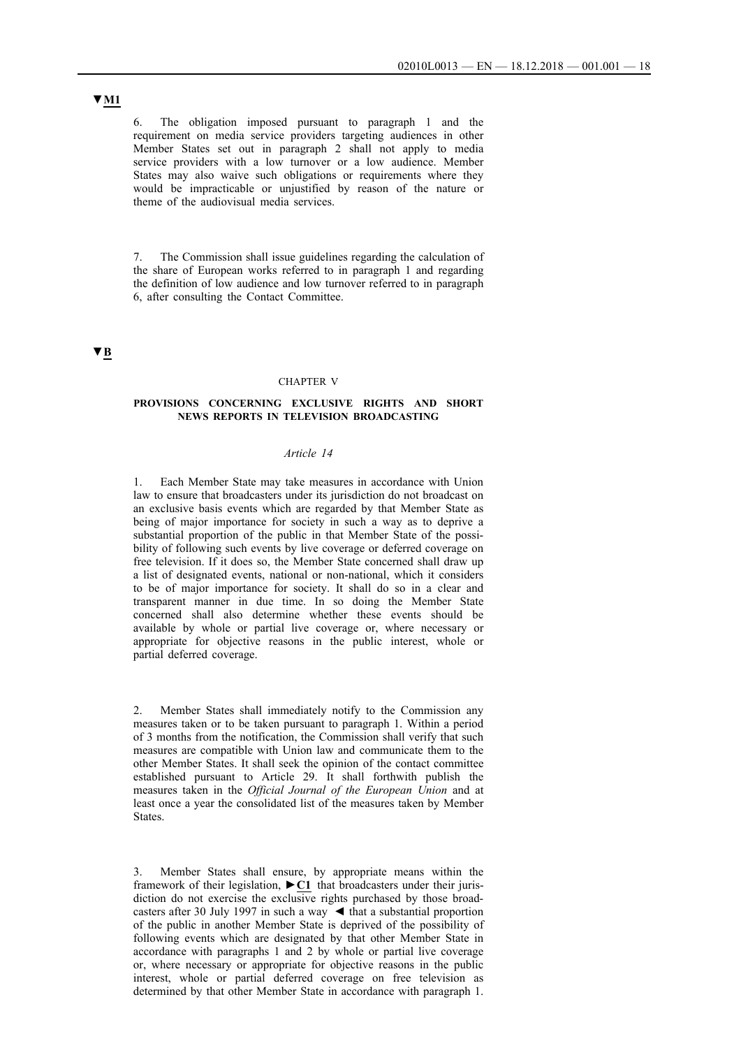▼M1

6. The obligation imposed pursuant to paragraph 1 and the requirement on media service providers targeting audiences in other Member States set out in paragraph 2 shall not apply to media service providers with a low turnover or a low audience. Member States may also waive such obligations or requirements where they would be impracticable or unjustified by reason of the nature or theme of the audiovisual media services.

7. The Commission shall issue guidelines regarding the calculation of the share of European works referred to in paragraph 1 and regarding the definition of low audience and low turnover referred to in paragraph 6, after consulting the Contact Committee.

▼B

## CHAPTER V

### PROVISIONS CONCERNING EXCLUSIVE RIGHTS AND SHORT NEWS REPORTS IN TELEVISION BROADCASTING

*Article 14*

1. Each Member State may take measures in accordance with Union law to ensure that broadcasters under its jurisdiction do not broadcast on an exclusive basis events which are regarded by that Member State as being of major importance for society in such a way as to deprive a substantial proportion of the public in that Member State of the possibility of following such events by live coverage or deferred coverage on free television. If it does so, the Member State concerned shall draw up a list of designated events, national or non-national, which it considers to be of major importance for society. It shall do so in a clear and transparent manner in due time. In so doing the Member State concerned shall also determine whether these events should be available by whole or partial live coverage or, where necessary or appropriate for objective reasons in the public interest, whole or partial deferred coverage.

2. Member States shall immediately notify to the Commission any measures taken or to be taken pursuant to paragraph 1. Within a period of 3 months from the notification, the Commission shall verify that such measures are compatible with Union law and communicate them to the other Member States. It shall seek the opinion of the contact committee established pursuant to Article 29. It shall forthwith publish the measures taken in the *Official Journal of the European Union* and at least once a year the consolidated list of the measures taken by Member States.

3. Member States shall ensure, by appropriate means within the framework of their legislation, ►C1 that broadcasters under their jurisdiction do not exercise the exclusive rights purchased by those broadcasters after 30 July 1997 in such a way ◄ that a substantial proportion of the public in another Member State is deprived of the possibility of following events which are designated by that other Member State in accordance with paragraphs 1 and 2 by whole or partial live coverage or, where necessary or appropriate for objective reasons in the public interest, whole or partial deferred coverage on free television as determined by that other Member State in accordance with paragraph 1.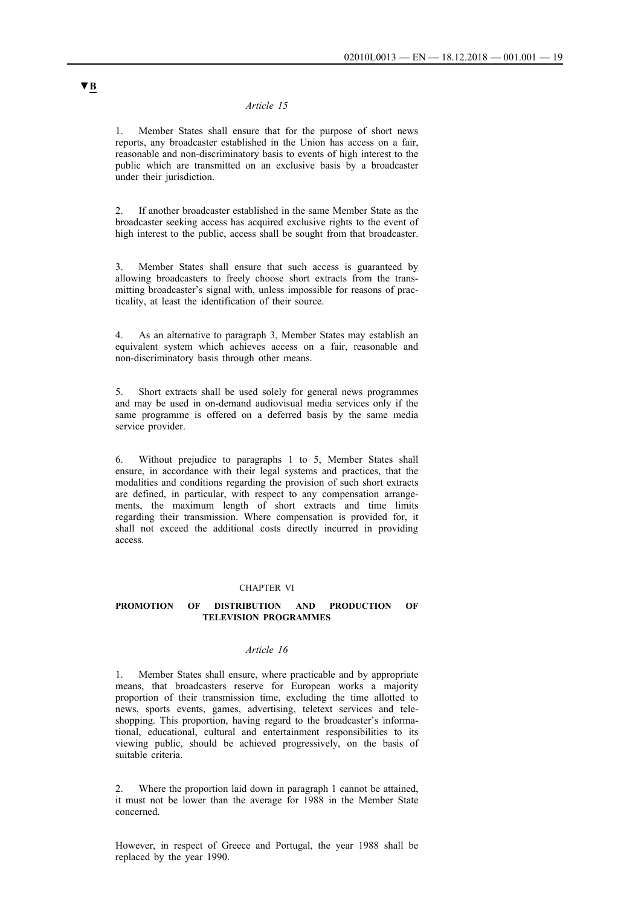▼B

*Article 15*

1. Member States shall ensure that for the purpose of short news reports, any broadcaster established in the Union has access on a fair, reasonable and non-discriminatory basis to events of high interest to the public which are transmitted on an exclusive basis by a broadcaster under their jurisdiction.

2. If another broadcaster established in the same Member State as the broadcaster seeking access has acquired exclusive rights to the event of high interest to the public, access shall be sought from that broadcaster.

3. Member States shall ensure that such access is guaranteed by allowing broadcasters to freely choose short extracts from the transmitting broadcaster's signal with, unless impossible for reasons of practicality, at least the identification of their source.

4. As an alternative to paragraph 3, Member States may establish an equivalent system which achieves access on a fair, reasonable and non-discriminatory basis through other means.

5. Short extracts shall be used solely for general news programmes and may be used in on-demand audiovisual media services only if the same programme is offered on a deferred basis by the same media service provider.

6. Without prejudice to paragraphs 1 to 5, Member States shall ensure, in accordance with their legal systems and practices, that the modalities and conditions regarding the provision of such short extracts are defined, in particular, with respect to any compensation arrangements, the maximum length of short extracts and time limits regarding their transmission. Where compensation is provided for, it shall not exceed the additional costs directly incurred in providing access.

## CHAPTER VI

## PROMOTION OF DISTRIBUTION AND PRODUCTION OF TELEVISION PROGRAMMES

*Article 16*

1. Member States shall ensure, where practicable and by appropriate means, that broadcasters reserve for European works a majority proportion of their transmission time, excluding the time allotted to news, sports events, games, advertising, teletext services and teleshopping. This proportion, having regard to the broadcaster's informational, educational, cultural and entertainment responsibilities to its viewing public, should be achieved progressively, on the basis of suitable criteria.

2. Where the proportion laid down in paragraph 1 cannot be attained, it must not be lower than the average for 1988 in the Member State concerned.

However, in respect of Greece and Portugal, the year 1988 shall be replaced by the year 1990.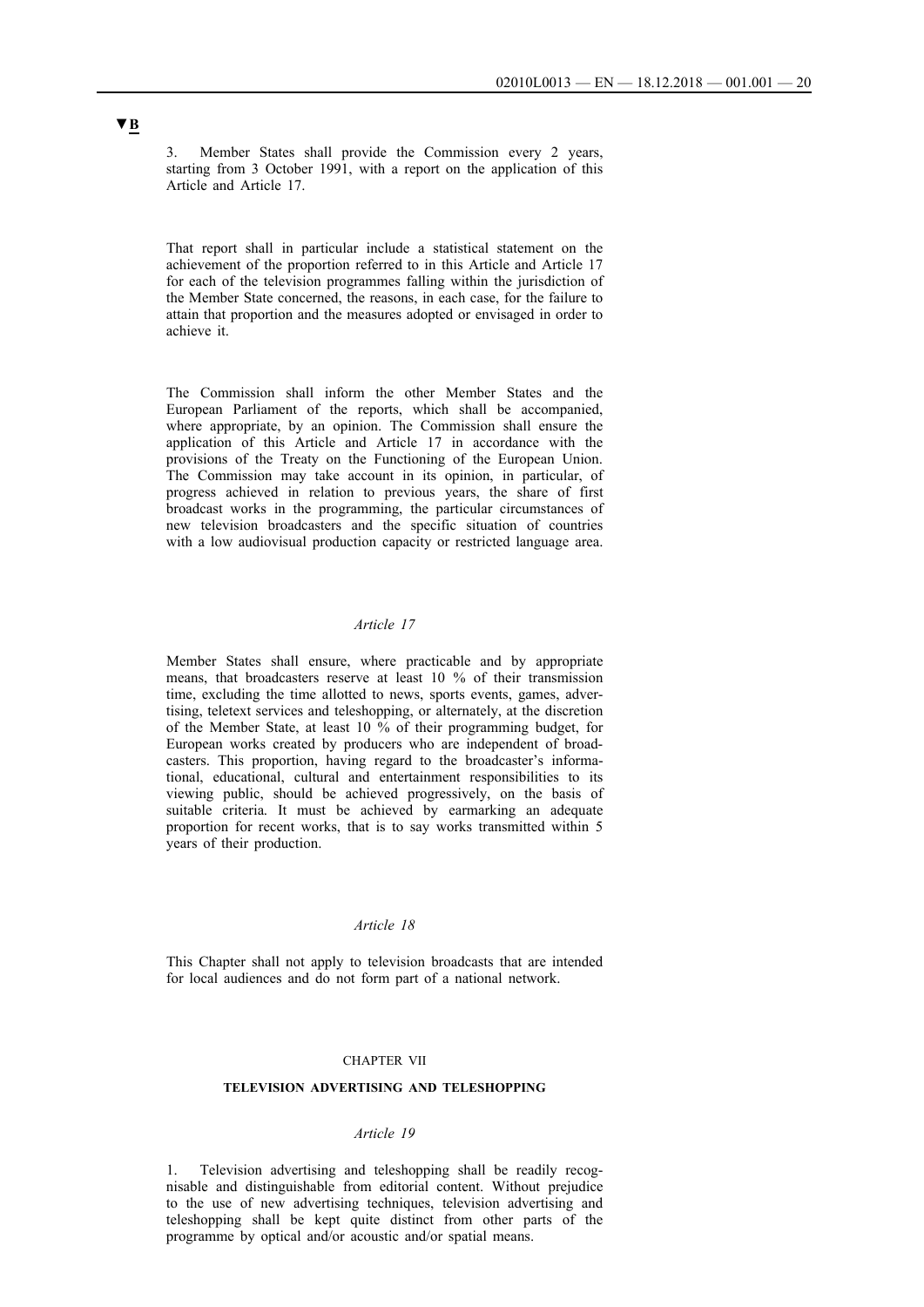▼B

3. Member States shall provide the Commission every 2 years, starting from 3 October 1991, with a report on the application of this Article and Article 17.

That report shall in particular include a statistical statement on the achievement of the proportion referred to in this Article and Article 17 for each of the television programmes falling within the jurisdiction of the Member State concerned, the reasons, in each case, for the failure to attain that proportion and the measures adopted or envisaged in order to achieve it.

The Commission shall inform the other Member States and the European Parliament of the reports, which shall be accompanied, where appropriate, by an opinion. The Commission shall ensure the application of this Article and Article 17 in accordance with the provisions of the Treaty on the Functioning of the European Union. The Commission may take account in its opinion, in particular, of progress achieved in relation to previous years, the share of first broadcast works in the programming, the particular circumstances of new television broadcasters and the specific situation of countries with a low audiovisual production capacity or restricted language area.

*Article 17*

Member States shall ensure, where practicable and by appropriate means, that broadcasters reserve at least 10 % of their transmission time, excluding the time allotted to news, sports events, games, advertising, teletext services and teleshopping, or alternately, at the discretion of the Member State, at least 10 % of their programming budget, for European works created by producers who are independent of broadcasters. This proportion, having regard to the broadcaster's informational, educational, cultural and entertainment responsibilities to its viewing public, should be achieved progressively, on the basis of suitable criteria. It must be achieved by earmarking an adequate proportion for recent works, that is to say works transmitted within 5 years of their production.

*Article 18*

This Chapter shall not apply to television broadcasts that are intended for local audiences and do not form part of a national network.

## CHAPTER VII

## TELEVISION ADVERTISING AND TELESHOPPING

*Article 19*

1. Television advertising and teleshopping shall be readily recognisable and distinguishable from editorial content. Without prejudice to the use of new advertising techniques, television advertising and teleshopping shall be kept quite distinct from other parts of the programme by optical and/or acoustic and/or spatial means.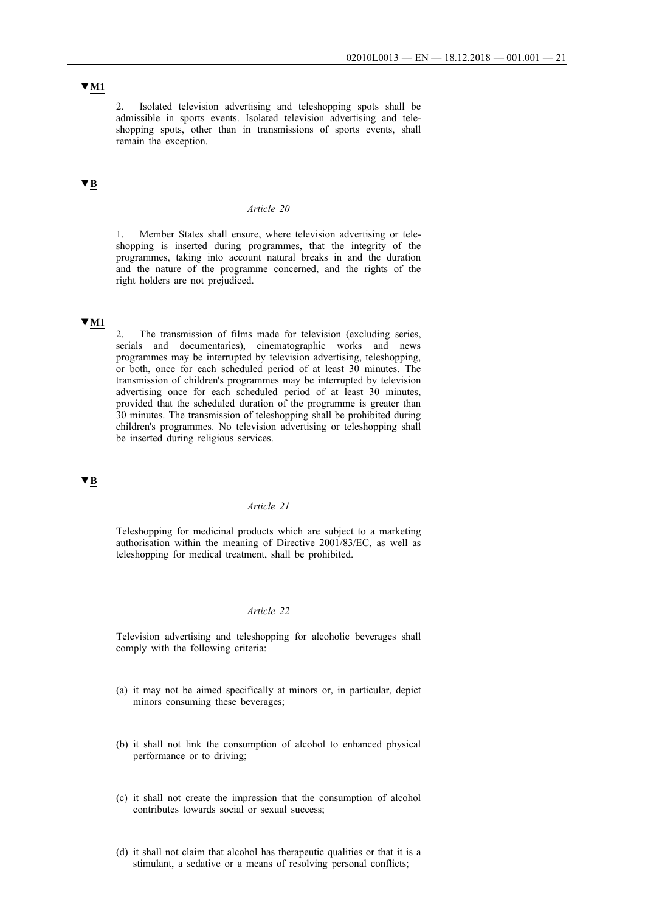▼M1

2. Isolated television advertising and teleshopping spots shall be admissible in sports events. Isolated television advertising and teleshopping spots, other than in transmissions of sports events, shall remain the exception.

▼B

*Article 20*

1. Member States shall ensure, where television advertising or teleshopping is inserted during programmes, that the integrity of the programmes, taking into account natural breaks in and the duration and the nature of the programme concerned, and the rights of the right holders are not prejudiced.

▼M1

2. The transmission of films made for television (excluding series, serials and documentaries), cinematographic works and news programmes may be interrupted by television advertising, teleshopping, or both, once for each scheduled period of at least 30 minutes. The transmission of children's programmes may be interrupted by television advertising once for each scheduled period of at least 30 minutes, provided that the scheduled duration of the programme is greater than 30 minutes. The transmission of teleshopping shall be prohibited during children's programmes. No television advertising or teleshopping shall be inserted during religious services.

▼B

*Article 21*

Teleshopping for medicinal products which are subject to a marketing authorisation within the meaning of Directive 2001/83/EC, as well as teleshopping for medical treatment, shall be prohibited.

*Article 22*

Television advertising and teleshopping for alcoholic beverages shall comply with the following criteria:

(a) it may not be aimed specifically at minors or, in particular, depict minors consuming these beverages;

(b) it shall not link the consumption of alcohol to enhanced physical performance or to driving;

(c) it shall not create the impression that the consumption of alcohol contributes towards social or sexual success;

(d) it shall not claim that alcohol has therapeutic qualities or that it is a stimulant, a sedative or a means of resolving personal conflicts;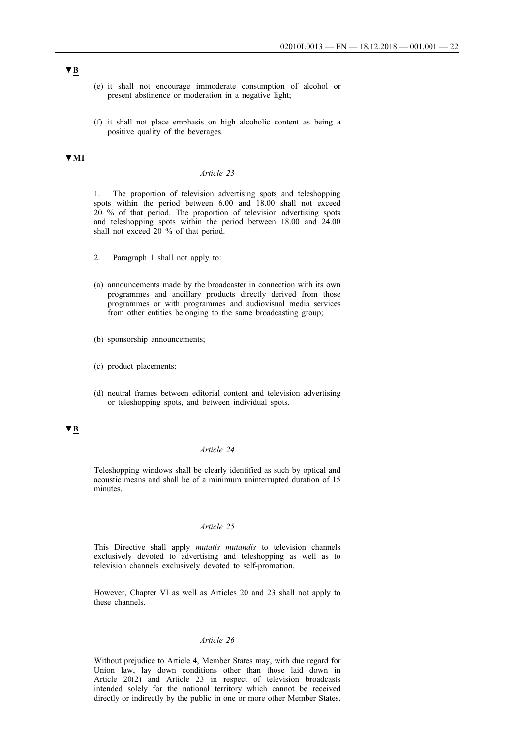▼B

(e) it shall not encourage immoderate consumption of alcohol or present abstinence or moderation in a negative light;

(f) it shall not place emphasis on high alcoholic content as being a positive quality of the beverages.

▼M1

*Article 23*

1. The proportion of television advertising spots and teleshopping spots within the period between 6.00 and 18.00 shall not exceed 20 % of that period. The proportion of television advertising spots and teleshopping spots within the period between 18.00 and 24.00 shall not exceed 20 % of that period.

2. Paragraph 1 shall not apply to:

(a) announcements made by the broadcaster in connection with its own programmes and ancillary products directly derived from those programmes or with programmes and audiovisual media services from other entities belonging to the same broadcasting group;

(b) sponsorship announcements;

(c) product placements;

(d) neutral frames between editorial content and television advertising or teleshopping spots, and between individual spots.

▼B

*Article 24*

Teleshopping windows shall be clearly identified as such by optical and acoustic means and shall be of a minimum uninterrupted duration of 15 minutes.

*Article 25*

This Directive shall apply *mutatis mutandis* to television channels exclusively devoted to advertising and teleshopping as well as to television channels exclusively devoted to self-promotion.

However, Chapter VI as well as Articles 20 and 23 shall not apply to these channels.

*Article 26*

Without prejudice to Article 4, Member States may, with due regard for Union law, lay down conditions other than those laid down in Article 20(2) and Article 23 in respect of television broadcasts intended solely for the national territory which cannot be received directly or indirectly by the public in one or more other Member States.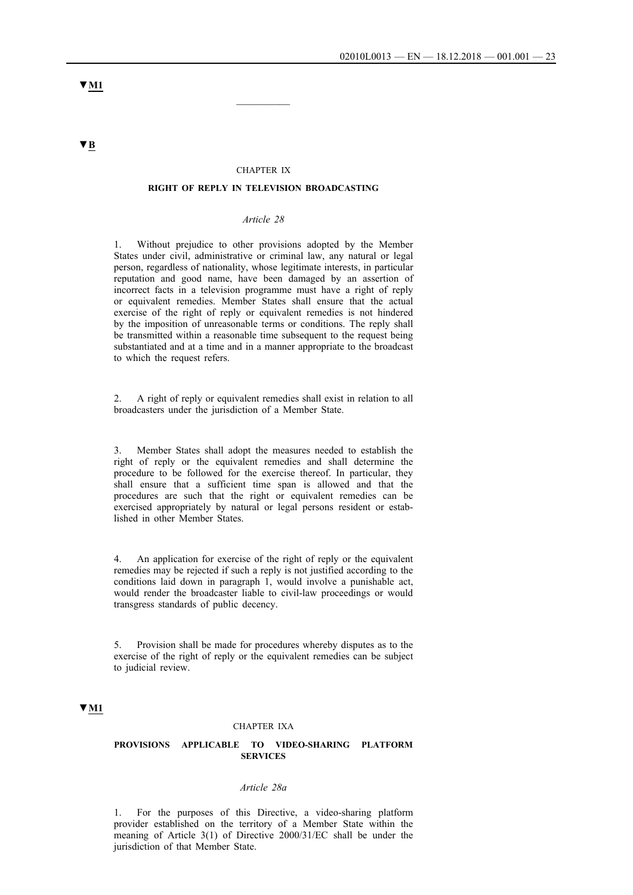▼M1

__________

▼B

## CHAPTER IX

### RIGHT OF REPLY IN TELEVISION BROADCASTING

*Article 28*

1. Without prejudice to other provisions adopted by the Member States under civil, administrative or criminal law, any natural or legal person, regardless of nationality, whose legitimate interests, in particular reputation and good name, have been damaged by an assertion of incorrect facts in a television programme must have a right of reply or equivalent remedies. Member States shall ensure that the actual exercise of the right of reply or equivalent remedies is not hindered by the imposition of unreasonable terms or conditions. The reply shall be transmitted within a reasonable time subsequent to the request being substantiated and at a time and in a manner appropriate to the broadcast to which the request refers.

2. A right of reply or equivalent remedies shall exist in relation to all broadcasters under the jurisdiction of a Member State.

3. Member States shall adopt the measures needed to establish the right of reply or the equivalent remedies and shall determine the procedure to be followed for the exercise thereof. In particular, they shall ensure that a sufficient time span is allowed and that the procedures are such that the right or equivalent remedies can be exercised appropriately by natural or legal persons resident or established in other Member States.

4. An application for exercise of the right of reply or the equivalent remedies may be rejected if such a reply is not justified according to the conditions laid down in paragraph 1, would involve a punishable act, would render the broadcaster liable to civil-law proceedings or would transgress standards of public decency.

5. Provision shall be made for procedures whereby disputes as to the exercise of the right of reply or the equivalent remedies can be subject to judicial review.

▼M1

## CHAPTER IXA

### PROVISIONS APPLICABLE TO VIDEO-SHARING PLATFORM SERVICES

*Article 28a*

1. For the purposes of this Directive, a video-sharing platform provider established on the territory of a Member State within the meaning of Article 3(1) of Directive 2000/31/EC shall be under the jurisdiction of that Member State.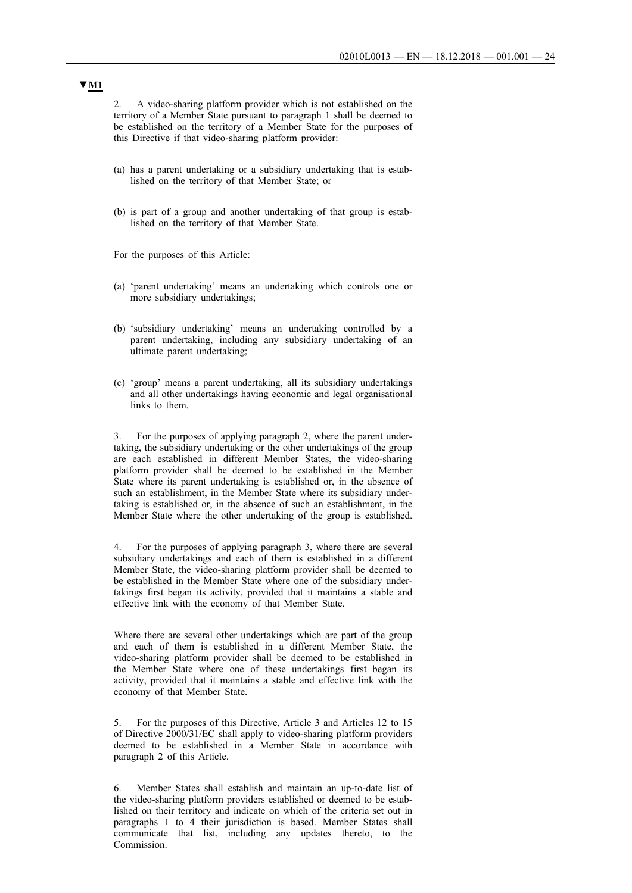▼M1

2. A video-sharing platform provider which is not established on the territory of a Member State pursuant to paragraph 1 shall be deemed to be established on the territory of a Member State for the purposes of this Directive if that video-sharing platform provider:

(a) has a parent undertaking or a subsidiary undertaking that is established on the territory of that Member State; or

(b) is part of a group and another undertaking of that group is established on the territory of that Member State.

For the purposes of this Article:

(a) 'parent undertaking' means an undertaking which controls one or more subsidiary undertakings;

(b) 'subsidiary undertaking' means an undertaking controlled by a parent undertaking, including any subsidiary undertaking of an ultimate parent undertaking;

(c) 'group' means a parent undertaking, all its subsidiary undertakings and all other undertakings having economic and legal organisational links to them.

3. For the purposes of applying paragraph 2, where the parent undertaking, the subsidiary undertaking or the other undertakings of the group are each established in different Member States, the video-sharing platform provider shall be deemed to be established in the Member State where its parent undertaking is established or, in the absence of such an establishment, in the Member State where its subsidiary undertaking is established or, in the absence of such an establishment, in the Member State where the other undertaking of the group is established.

4. For the purposes of applying paragraph 3, where there are several subsidiary undertakings and each of them is established in a different Member State, the video-sharing platform provider shall be deemed to be established in the Member State where one of the subsidiary undertakings first began its activity, provided that it maintains a stable and effective link with the economy of that Member State.

Where there are several other undertakings which are part of the group and each of them is established in a different Member State, the video-sharing platform provider shall be deemed to be established in the Member State where one of these undertakings first began its activity, provided that it maintains a stable and effective link with the economy of that Member State.

5. For the purposes of this Directive, Article 3 and Articles 12 to 15 of Directive 2000/31/EC shall apply to video-sharing platform providers deemed to be established in a Member State in accordance with paragraph 2 of this Article.

6. Member States shall establish and maintain an up-to-date list of the video-sharing platform providers established or deemed to be established on their territory and indicate on which of the criteria set out in paragraphs 1 to 4 their jurisdiction is based. Member States shall communicate that list, including any updates thereto, to the Commission.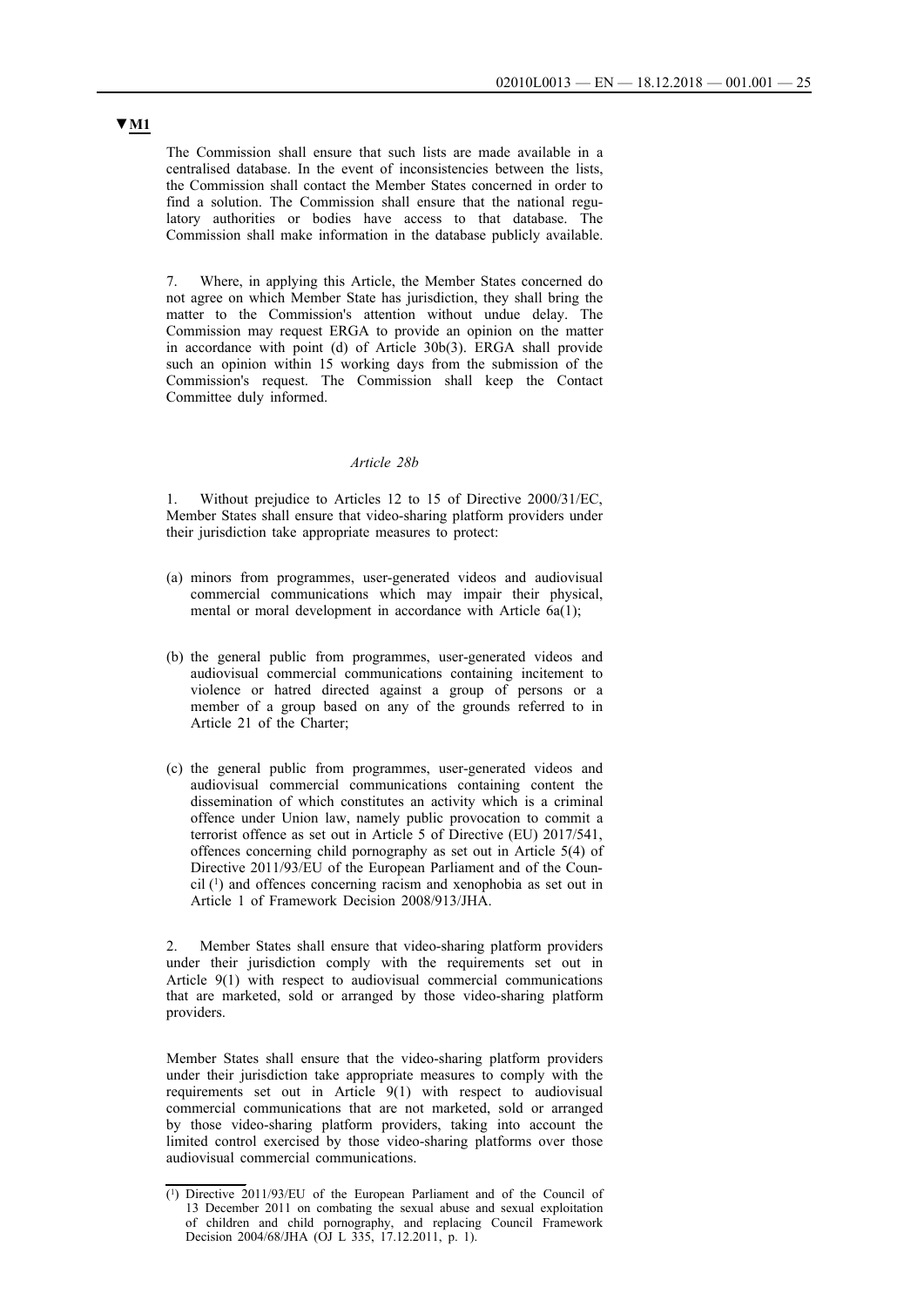▼M1

The Commission shall ensure that such lists are made available in a centralised database. In the event of inconsistencies between the lists, the Commission shall contact the Member States concerned in order to find a solution. The Commission shall ensure that the national regulatory authorities or bodies have access to that database. The Commission shall make information in the database publicly available.

7. Where, in applying this Article, the Member States concerned do not agree on which Member State has jurisdiction, they shall bring the matter to the Commission's attention without undue delay. The Commission may request ERGA to provide an opinion on the matter in accordance with point (d) of Article 30b(3). ERGA shall provide such an opinion within 15 working days from the submission of the Commission's request. The Commission shall keep the Contact Committee duly informed.

*Article 28b*

1. Without prejudice to Articles 12 to 15 of Directive 2000/31/EC, Member States shall ensure that video-sharing platform providers under their jurisdiction take appropriate measures to protect:

(a) minors from programmes, user-generated videos and audiovisual commercial communications which may impair their physical, mental or moral development in accordance with Article 6a(1);

(b) the general public from programmes, user-generated videos and audiovisual commercial communications containing incitement to violence or hatred directed against a group of persons or a member of a group based on any of the grounds referred to in Article 21 of the Charter;

(c) the general public from programmes, user-generated videos and audiovisual commercial communications containing content the dissemination of which constitutes an activity which is a criminal offence under Union law, namely public provocation to commit a terrorist offence as set out in Article 5 of Directive (EU) 2017/541, offences concerning child pornography as set out in Article 5(4) of Directive 2011/93/EU of the European Parliament and of the Council [1] and offences concerning racism and xenophobia as set out in Article 1 of Framework Decision 2008/913/JHA.

2. Member States shall ensure that video-sharing platform providers under their jurisdiction comply with the requirements set out in Article 9(1) with respect to audiovisual commercial communications that are marketed, sold or arranged by those video-sharing platform providers.

Member States shall ensure that the video-sharing platform providers under their jurisdiction take appropriate measures to comply with the requirements set out in Article 9(1) with respect to audiovisual commercial communications that are not marketed, sold or arranged by those video-sharing platform providers, taking into account the limited control exercised by those video-sharing platforms over those audiovisual commercial communications.

---

[1] Directive 2011/93/EU of the European Parliament and of the Council of 13 December 2011 on combating the sexual abuse and sexual exploitation of children and child pornography, and replacing Council Framework Decision 2004/68/JHA (OJ L 335, 17.12.2011, p. 1).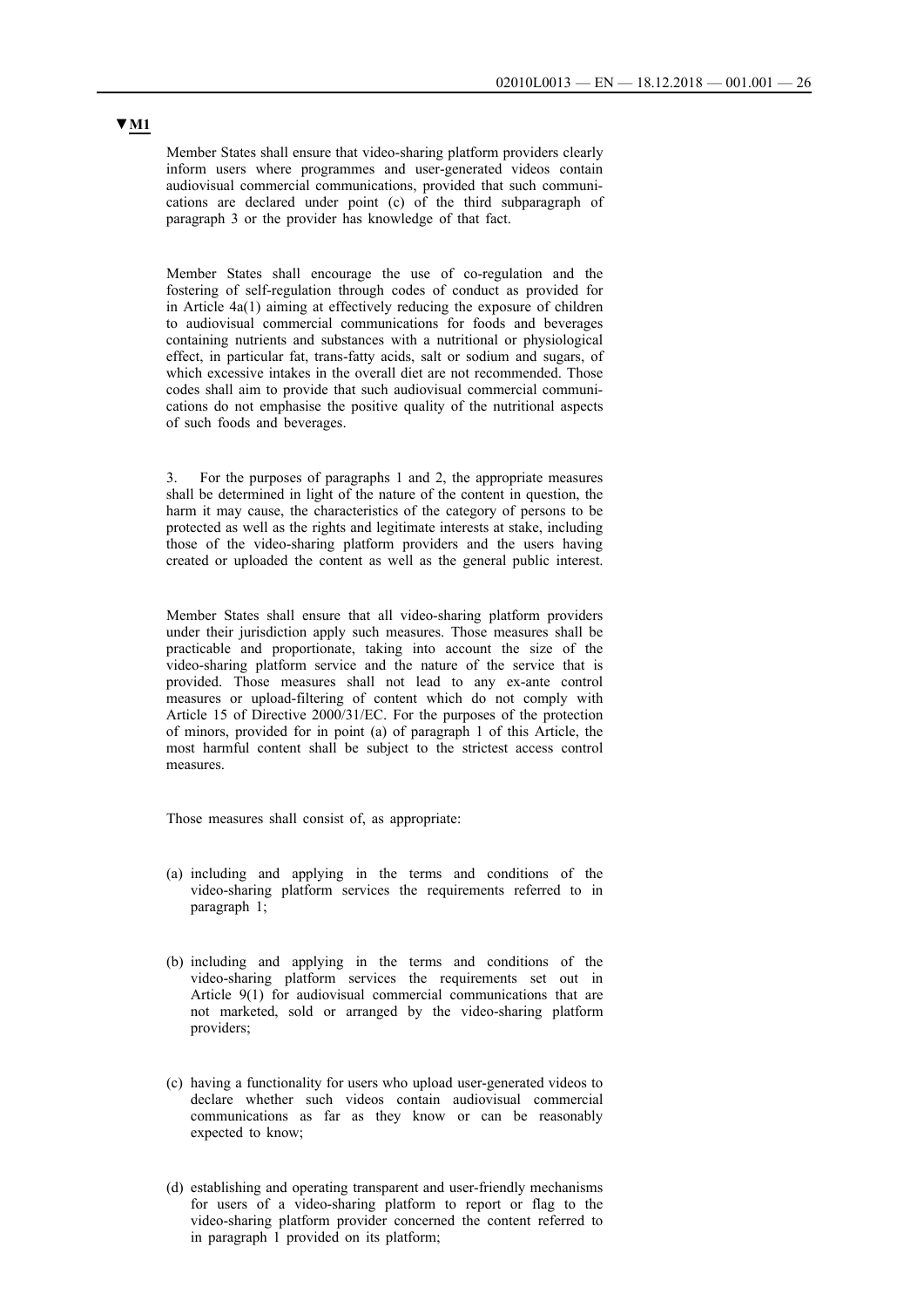▼M1

Member States shall ensure that video-sharing platform providers clearly inform users where programmes and user-generated videos contain audiovisual commercial communications, provided that such communications are declared under point (c) of the third subparagraph of paragraph 3 or the provider has knowledge of that fact.

Member States shall encourage the use of co-regulation and the fostering of self-regulation through codes of conduct as provided for in Article 4a(1) aiming at effectively reducing the exposure of children to audiovisual commercial communications for foods and beverages containing nutrients and substances with a nutritional or physiological effect, in particular fat, trans-fatty acids, salt or sodium and sugars, of which excessive intakes in the overall diet are not recommended. Those codes shall aim to provide that such audiovisual commercial communications do not emphasise the positive quality of the nutritional aspects of such foods and beverages.

3. For the purposes of paragraphs 1 and 2, the appropriate measures shall be determined in light of the nature of the content in question, the harm it may cause, the characteristics of the category of persons to be protected as well as the rights and legitimate interests at stake, including those of the video-sharing platform providers and the users having created or uploaded the content as well as the general public interest.

Member States shall ensure that all video-sharing platform providers under their jurisdiction apply such measures. Those measures shall be practicable and proportionate, taking into account the size of the video-sharing platform service and the nature of the service that is provided. Those measures shall not lead to any ex-ante control measures or upload-filtering of content which do not comply with Article 15 of Directive 2000/31/EC. For the purposes of the protection of minors, provided for in point (a) of paragraph 1 of this Article, the most harmful content shall be subject to the strictest access control measures.

Those measures shall consist of, as appropriate:

(a) including and applying in the terms and conditions of the video-sharing platform services the requirements referred to in paragraph 1;

(b) including and applying in the terms and conditions of the video-sharing platform services the requirements set out in Article 9(1) for audiovisual commercial communications that are not marketed, sold or arranged by the video-sharing platform providers;

(c) having a functionality for users who upload user-generated videos to declare whether such videos contain audiovisual commercial communications as far as they know or can be reasonably expected to know;

(d) establishing and operating transparent and user-friendly mechanisms for users of a video-sharing platform to report or flag to the video-sharing platform provider concerned the content referred to in paragraph 1 provided on its platform;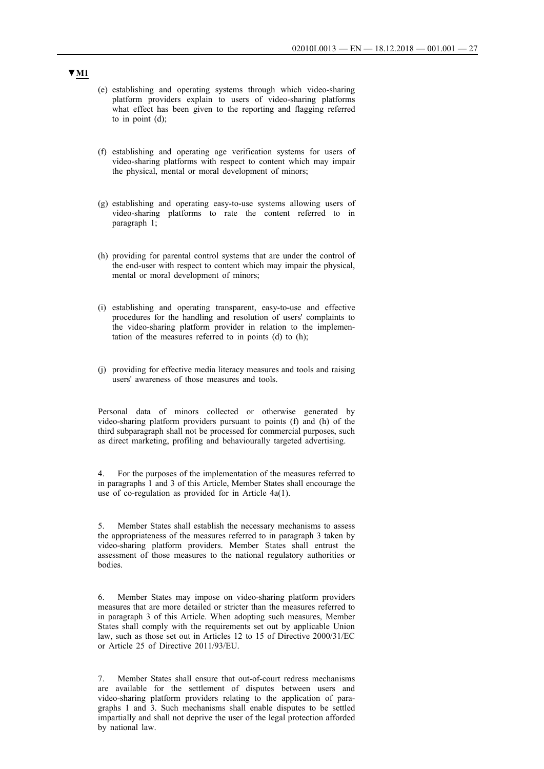**▼M1**

(e) establishing and operating systems through which video-sharing platform providers explain to users of video-sharing platforms what effect has been given to the reporting and flagging referred to in point (d);

(f) establishing and operating age verification systems for users of video-sharing platforms with respect to content which may impair the physical, mental or moral development of minors;

(g) establishing and operating easy-to-use systems allowing users of video-sharing platforms to rate the content referred to in paragraph 1;

(h) providing for parental control systems that are under the control of the end-user with respect to content which may impair the physical, mental or moral development of minors;

(i) establishing and operating transparent, easy-to-use and effective procedures for the handling and resolution of users' complaints to the video-sharing platform provider in relation to the implementation of the measures referred to in points (d) to (h);

(j) providing for effective media literacy measures and tools and raising users' awareness of those measures and tools.

Personal data of minors collected or otherwise generated by video-sharing platform providers pursuant to points (f) and (h) of the third subparagraph shall not be processed for commercial purposes, such as direct marketing, profiling and behaviourally targeted advertising.

4. For the purposes of the implementation of the measures referred to in paragraphs 1 and 3 of this Article, Member States shall encourage the use of co-regulation as provided for in Article 4a(1).

5. Member States shall establish the necessary mechanisms to assess the appropriateness of the measures referred to in paragraph 3 taken by video-sharing platform providers. Member States shall entrust the assessment of those measures to the national regulatory authorities or bodies.

6. Member States may impose on video-sharing platform providers measures that are more detailed or stricter than the measures referred to in paragraph 3 of this Article. When adopting such measures, Member States shall comply with the requirements set out by applicable Union law, such as those set out in Articles 12 to 15 of Directive 2000/31/EC or Article 25 of Directive 2011/93/EU.

7. Member States shall ensure that out-of-court redress mechanisms are available for the settlement of disputes between users and video-sharing platform providers relating to the application of paragraphs 1 and 3. Such mechanisms shall enable disputes to be settled impartially and shall not deprive the user of the legal protection afforded by national law.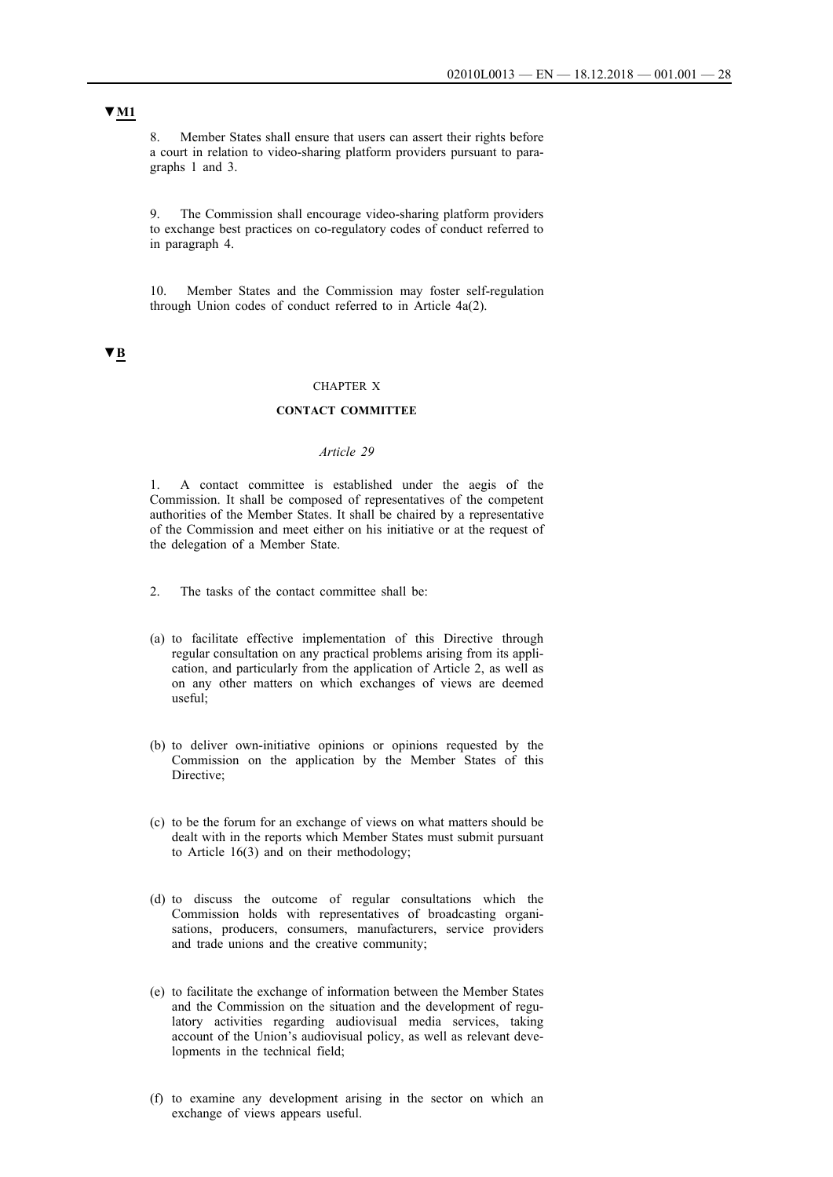▼M1

8. Member States shall ensure that users can assert their rights before a court in relation to video-sharing platform providers pursuant to paragraphs 1 and 3.

9. The Commission shall encourage video-sharing platform providers to exchange best practices on co-regulatory codes of conduct referred to in paragraph 4.

10. Member States and the Commission may foster self-regulation through Union codes of conduct referred to in Article 4a(2).

▼B

## CHAPTER X

## CONTACT COMMITTEE

### *Article 29*

1. A contact committee is established under the aegis of the Commission. It shall be composed of representatives of the competent authorities of the Member States. It shall be chaired by a representative of the Commission and meet either on his initiative or at the request of the delegation of a Member State.

2. The tasks of the contact committee shall be:

(a) to facilitate effective implementation of this Directive through regular consultation on any practical problems arising from its application, and particularly from the application of Article 2, as well as on any other matters on which exchanges of views are deemed useful;

(b) to deliver own-initiative opinions or opinions requested by the Commission on the application by the Member States of this Directive;

(c) to be the forum for an exchange of views on what matters should be dealt with in the reports which Member States must submit pursuant to Article 16(3) and on their methodology;

(d) to discuss the outcome of regular consultations which the Commission holds with representatives of broadcasting organisations, producers, consumers, manufacturers, service providers and trade unions and the creative community;

(e) to facilitate the exchange of information between the Member States and the Commission on the situation and the development of regulatory activities regarding audiovisual media services, taking account of the Union's audiovisual policy, as well as relevant developments in the technical field;

(f) to examine any development arising in the sector on which an exchange of views appears useful.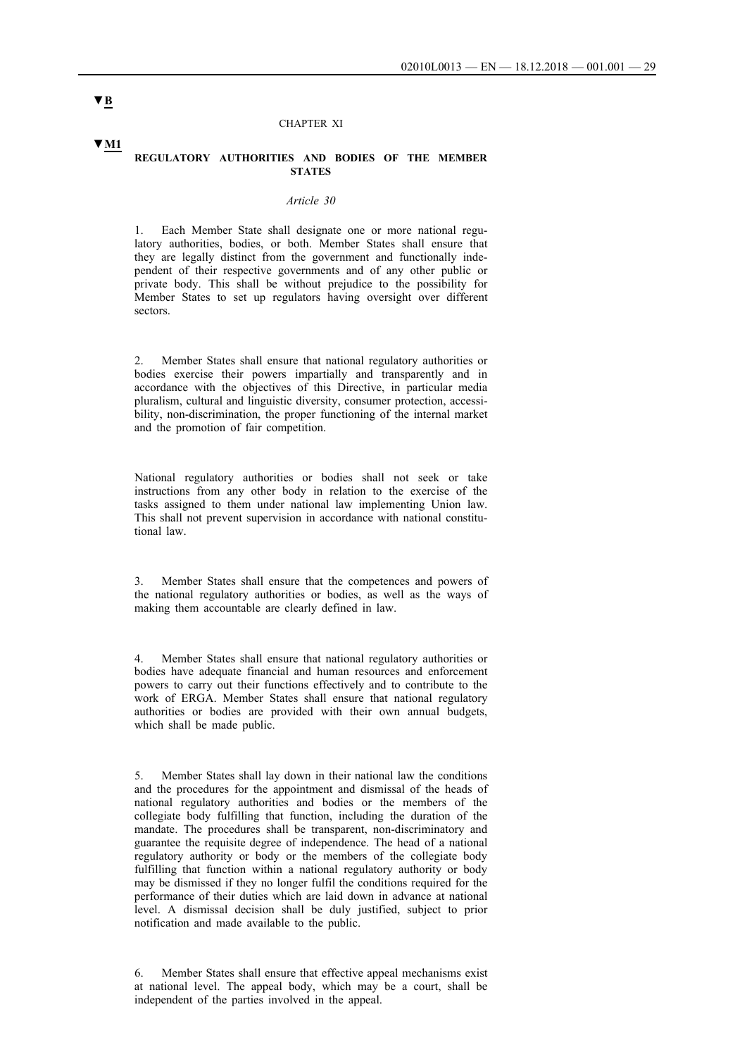▼B

CHAPTER XI

▼M1

**REGULATORY AUTHORITIES AND BODIES OF THE MEMBER STATES**

*Article 30*

1. Each Member State shall designate one or more national regulatory authorities, bodies, or both. Member States shall ensure that they are legally distinct from the government and functionally independent of their respective governments and of any other public or private body. This shall be without prejudice to the possibility for Member States to set up regulators having oversight over different sectors.

2. Member States shall ensure that national regulatory authorities or bodies exercise their powers impartially and transparently and in accordance with the objectives of this Directive, in particular media pluralism, cultural and linguistic diversity, consumer protection, accessibility, non-discrimination, the proper functioning of the internal market and the promotion of fair competition.

National regulatory authorities or bodies shall not seek or take instructions from any other body in relation to the exercise of the tasks assigned to them under national law implementing Union law. This shall not prevent supervision in accordance with national constitutional law.

3. Member States shall ensure that the competences and powers of the national regulatory authorities or bodies, as well as the ways of making them accountable are clearly defined in law.

4. Member States shall ensure that national regulatory authorities or bodies have adequate financial and human resources and enforcement powers to carry out their functions effectively and to contribute to the work of ERGA. Member States shall ensure that national regulatory authorities or bodies are provided with their own annual budgets, which shall be made public.

5. Member States shall lay down in their national law the conditions and the procedures for the appointment and dismissal of the heads of national regulatory authorities and bodies or the members of the collegiate body fulfilling that function, including the duration of the mandate. The procedures shall be transparent, non-discriminatory and guarantee the requisite degree of independence. The head of a national regulatory authority or body or the members of the collegiate body fulfilling that function within a national regulatory authority or body may be dismissed if they no longer fulfil the conditions required for the performance of their duties which are laid down in advance at national level. A dismissal decision shall be duly justified, subject to prior notification and made available to the public.

6. Member States shall ensure that effective appeal mechanisms exist at national level. The appeal body, which may be a court, shall be independent of the parties involved in the appeal.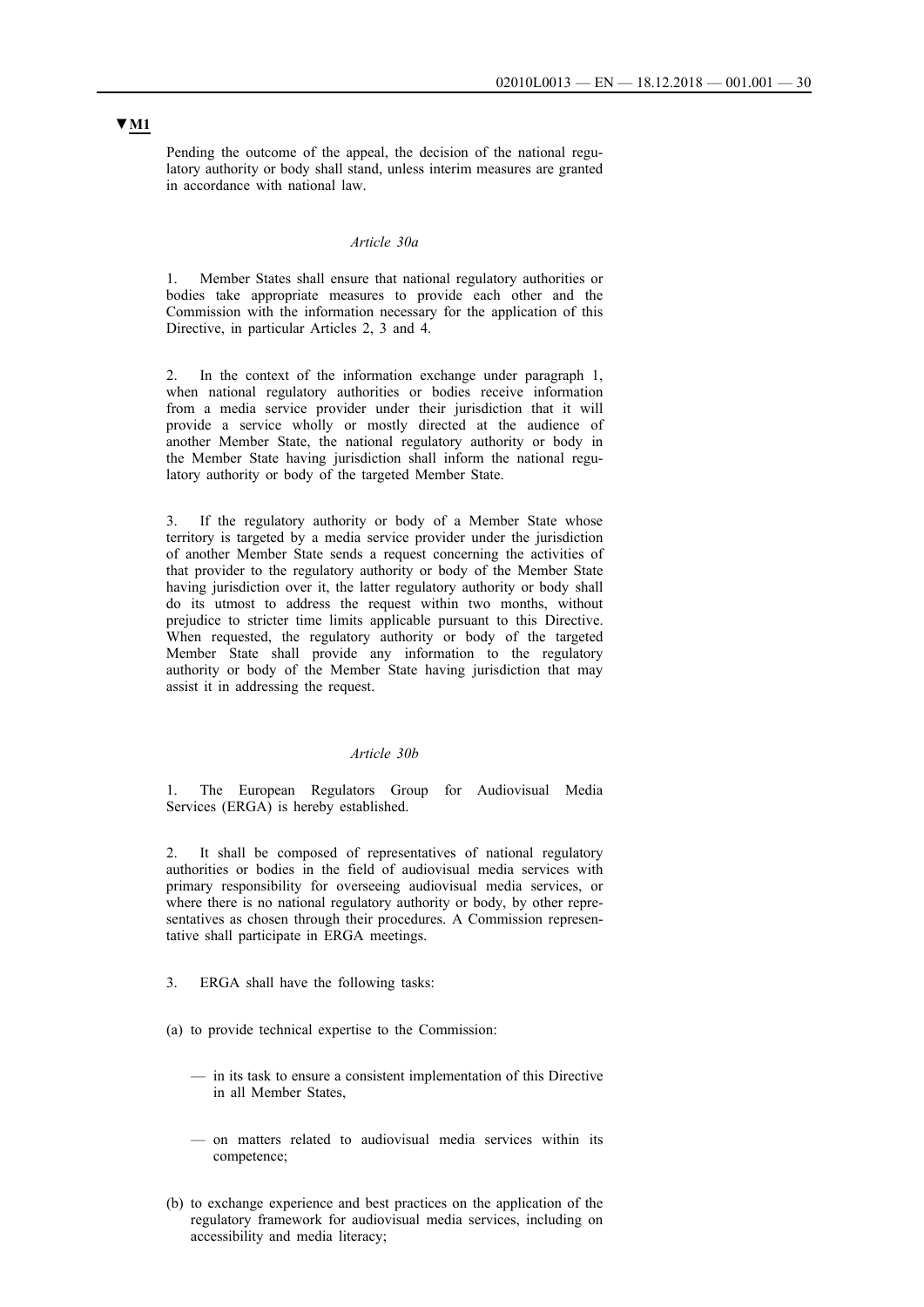▼M1

Pending the outcome of the appeal, the decision of the national regulatory authority or body shall stand, unless interim measures are granted in accordance with national law.

*Article 30a*

1. Member States shall ensure that national regulatory authorities or bodies take appropriate measures to provide each other and the Commission with the information necessary for the application of this Directive, in particular Articles 2, 3 and 4.

2. In the context of the information exchange under paragraph 1, when national regulatory authorities or bodies receive information from a media service provider under their jurisdiction that it will provide a service wholly or mostly directed at the audience of another Member State, the national regulatory authority or body in the Member State having jurisdiction shall inform the national regulatory authority or body of the targeted Member State.

3. If the regulatory authority or body of a Member State whose territory is targeted by a media service provider under the jurisdiction of another Member State sends a request concerning the activities of that provider to the regulatory authority or body of the Member State having jurisdiction over it, the latter regulatory authority or body shall do its utmost to address the request within two months, without prejudice to stricter time limits applicable pursuant to this Directive. When requested, the regulatory authority or body of the targeted Member State shall provide any information to the regulatory authority or body of the Member State having jurisdiction that may assist it in addressing the request.

*Article 30b*

1. The European Regulators Group for Audiovisual Media Services (ERGA) is hereby established.

2. It shall be composed of representatives of national regulatory authorities or bodies in the field of audiovisual media services with primary responsibility for overseeing audiovisual media services, or where there is no national regulatory authority or body, by other representatives as chosen through their procedures. A Commission representative shall participate in ERGA meetings.

3. ERGA shall have the following tasks:

(a) to provide technical expertise to the Commission:

— in its task to ensure a consistent implementation of this Directive in all Member States,

— on matters related to audiovisual media services within its competence;

(b) to exchange experience and best practices on the application of the regulatory framework for audiovisual media services, including on accessibility and media literacy;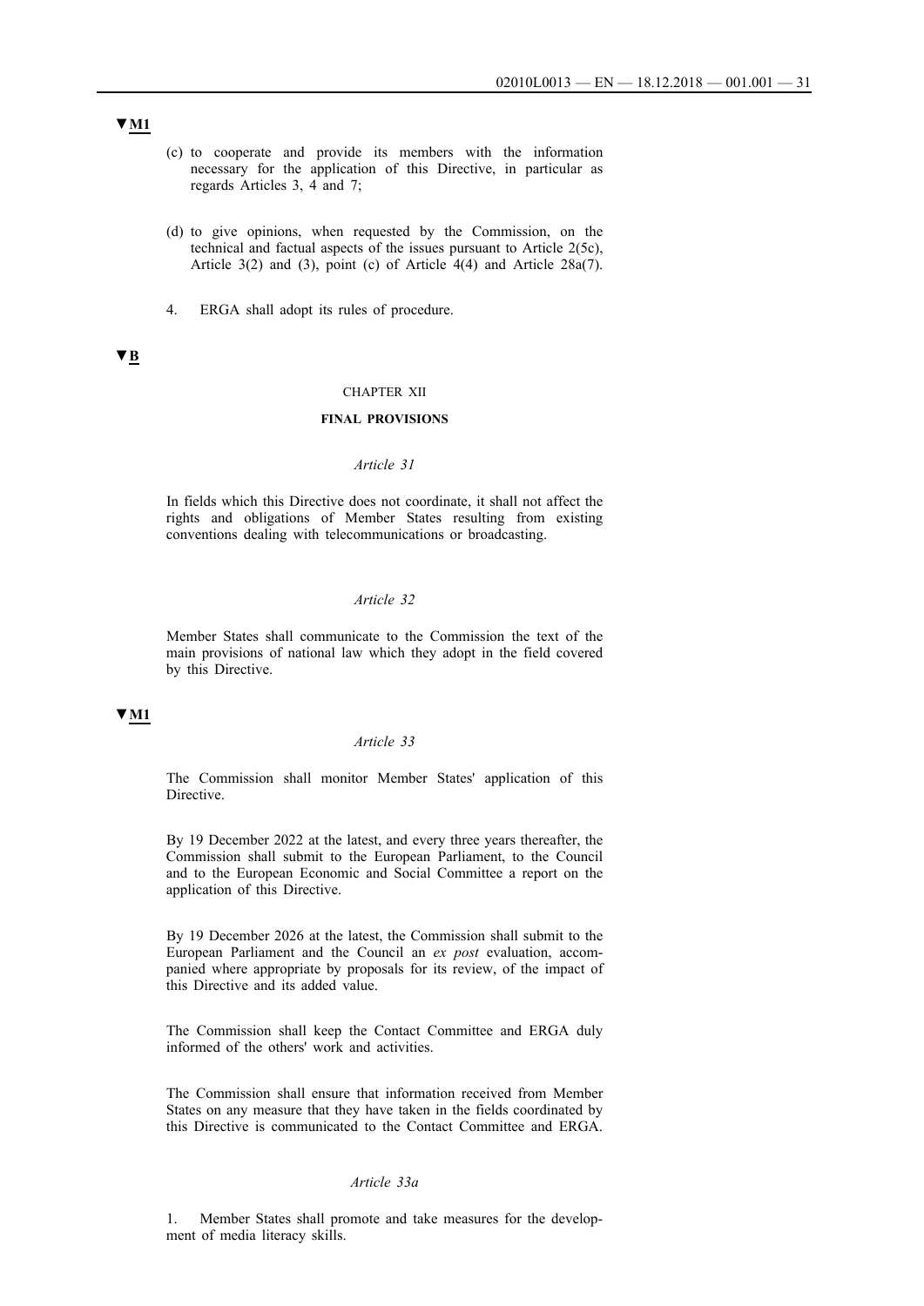▼M1

(c) to cooperate and provide its members with the information necessary for the application of this Directive, in particular as regards Articles 3, 4 and 7;

(d) to give opinions, when requested by the Commission, on the technical and factual aspects of the issues pursuant to Article 2(5c), Article 3(2) and (3), point (c) of Article 4(4) and Article 28a(7).

4. ERGA shall adopt its rules of procedure.

▼B

CHAPTER XII

**FINAL PROVISIONS**

*Article 31*

In fields which this Directive does not coordinate, it shall not affect the rights and obligations of Member States resulting from existing conventions dealing with telecommunications or broadcasting.

*Article 32*

Member States shall communicate to the Commission the text of the main provisions of national law which they adopt in the field covered by this Directive.

▼M1

*Article 33*

The Commission shall monitor Member States' application of this Directive.

By 19 December 2022 at the latest, and every three years thereafter, the Commission shall submit to the European Parliament, to the Council and to the European Economic and Social Committee a report on the application of this Directive.

By 19 December 2026 at the latest, the Commission shall submit to the European Parliament and the Council an *ex post* evaluation, accompanied where appropriate by proposals for its review, of the impact of this Directive and its added value.

The Commission shall keep the Contact Committee and ERGA duly informed of the others' work and activities.

The Commission shall ensure that information received from Member States on any measure that they have taken in the fields coordinated by this Directive is communicated to the Contact Committee and ERGA.

*Article 33a*

1. Member States shall promote and take measures for the development of media literacy skills.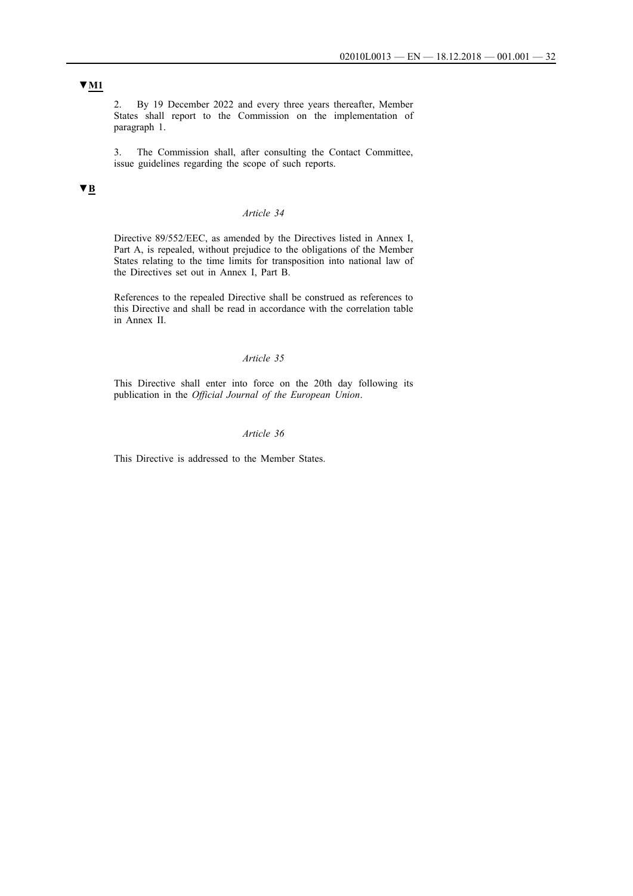▼**M1**

2. By 19 December 2022 and every three years thereafter, Member States shall report to the Commission on the implementation of paragraph 1.

3. The Commission shall, after consulting the Contact Committee, issue guidelines regarding the scope of such reports.

▼**B**

*Article 34*

Directive 89/552/EEC, as amended by the Directives listed in Annex I, Part A, is repealed, without prejudice to the obligations of the Member States relating to the time limits for transposition into national law of the Directives set out in Annex I, Part B.

References to the repealed Directive shall be construed as references to this Directive and shall be read in accordance with the correlation table in Annex II.

*Article 35*

This Directive shall enter into force on the 20th day following its publication in the *Official Journal of the European Union*.

*Article 36*

This Directive is addressed to the Member States.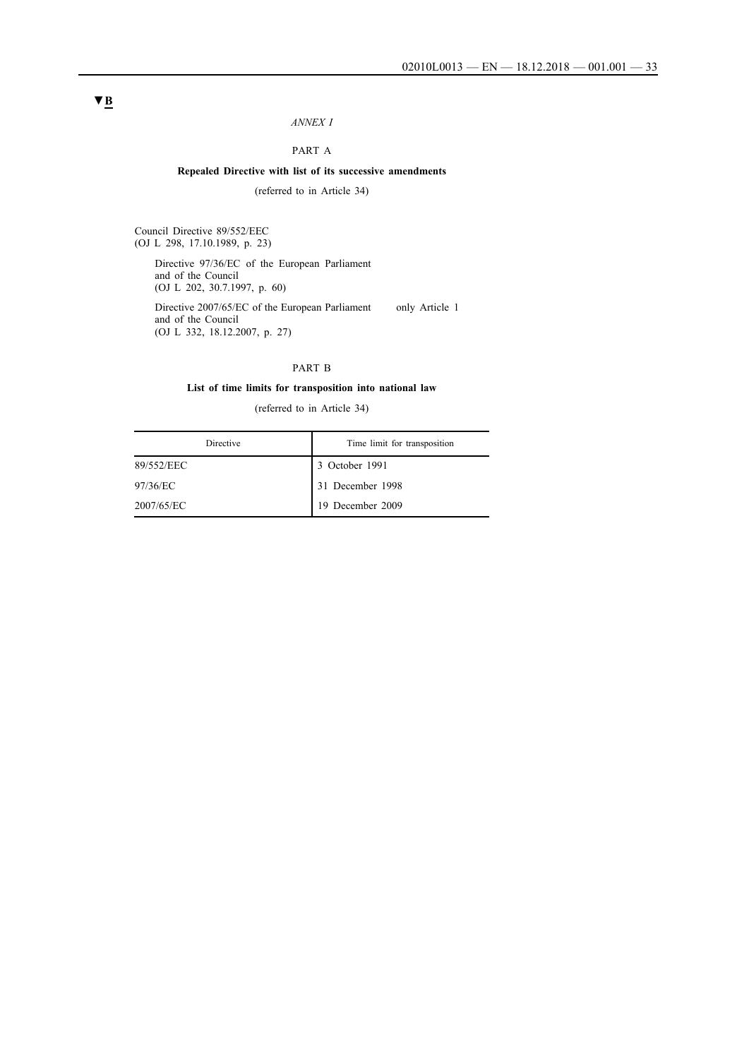▼B

*ANNEX I*

PART A

**Repealed Directive with list of its successive amendments**

(referred to in Article 34)

Council Directive 89/552/EEC
(OJ L 298, 17.10.1989, p. 23)

Directive 97/36/EC of the European Parliament and of the Council
(OJ L 202, 30.7.1997, p. 60)

Directive 2007/65/EC of the European Parliament and of the Council — only Article 1
(OJ L 332, 18.12.2007, p. 27)

PART B

**List of time limits for transposition into national law**

(referred to in Article 34)

| Directive | Time limit for transposition |
|---|---|
| 89/552/EEC | 3 October 1991 |
| 97/36/EC | 31 December 1998 |
| 2007/65/EC | 19 December 2009 |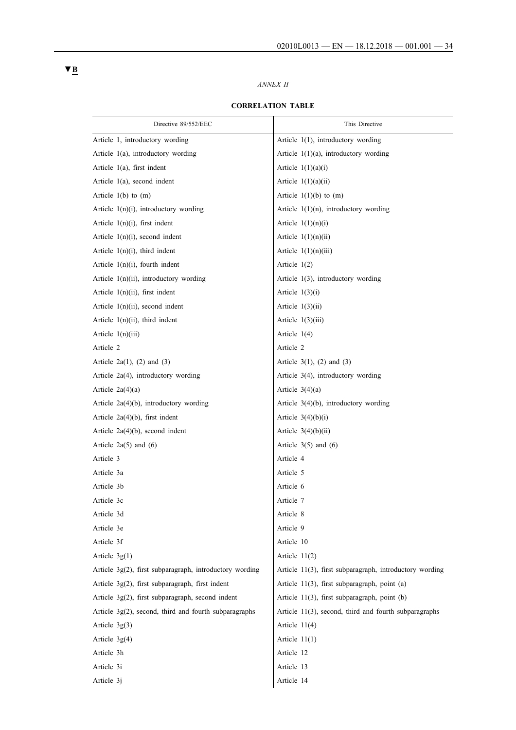▼B

*ANNEX II*

**CORRELATION TABLE**

| Directive 89/552/EEC | This Directive |
|---|---|
| Article 1, introductory wording | Article 1(1), introductory wording |
| Article 1(a), introductory wording | Article 1(1)(a), introductory wording |
| Article 1(a), first indent | Article 1(1)(a)(i) |
| Article 1(a), second indent | Article 1(1)(a)(ii) |
| Article 1(b) to (m) | Article 1(1)(b) to (m) |
| Article 1(n)(i), introductory wording | Article 1(1)(n), introductory wording |
| Article 1(n)(i), first indent | Article 1(1)(n)(i) |
| Article 1(n)(i), second indent | Article 1(1)(n)(ii) |
| Article 1(n)(i), third indent | Article 1(1)(n)(iii) |
| Article 1(n)(i), fourth indent | Article 1(2) |
| Article 1(n)(ii), introductory wording | Article 1(3), introductory wording |
| Article 1(n)(ii), first indent | Article 1(3)(i) |
| Article 1(n)(ii), second indent | Article 1(3)(ii) |
| Article 1(n)(ii), third indent | Article 1(3)(iii) |
| Article 1(n)(iii) | Article 1(4) |
| Article 2 | Article 2 |
| Article 2a(1), (2) and (3) | Article 3(1), (2) and (3) |
| Article 2a(4), introductory wording | Article 3(4), introductory wording |
| Article 2a(4)(a) | Article 3(4)(a) |
| Article 2a(4)(b), introductory wording | Article 3(4)(b), introductory wording |
| Article 2a(4)(b), first indent | Article 3(4)(b)(i) |
| Article 2a(4)(b), second indent | Article 3(4)(b)(ii) |
| Article 2a(5) and (6) | Article 3(5) and (6) |
| Article 3 | Article 4 |
| Article 3a | Article 5 |
| Article 3b | Article 6 |
| Article 3c | Article 7 |
| Article 3d | Article 8 |
| Article 3e | Article 9 |
| Article 3f | Article 10 |
| Article 3g(1) | Article 11(2) |
| Article 3g(2), first subparagraph, introductory wording | Article 11(3), first subparagraph, introductory wording |
| Article 3g(2), first subparagraph, first indent | Article 11(3), first subparagraph, point (a) |
| Article 3g(2), first subparagraph, second indent | Article 11(3), first subparagraph, point (b) |
| Article 3g(2), second, third and fourth subparagraphs | Article 11(3), second, third and fourth subparagraphs |
| Article 3g(3) | Article 11(4) |
| Article 3g(4) | Article 11(1) |
| Article 3h | Article 12 |
| Article 3i | Article 13 |
| Article 3j | Article 14 |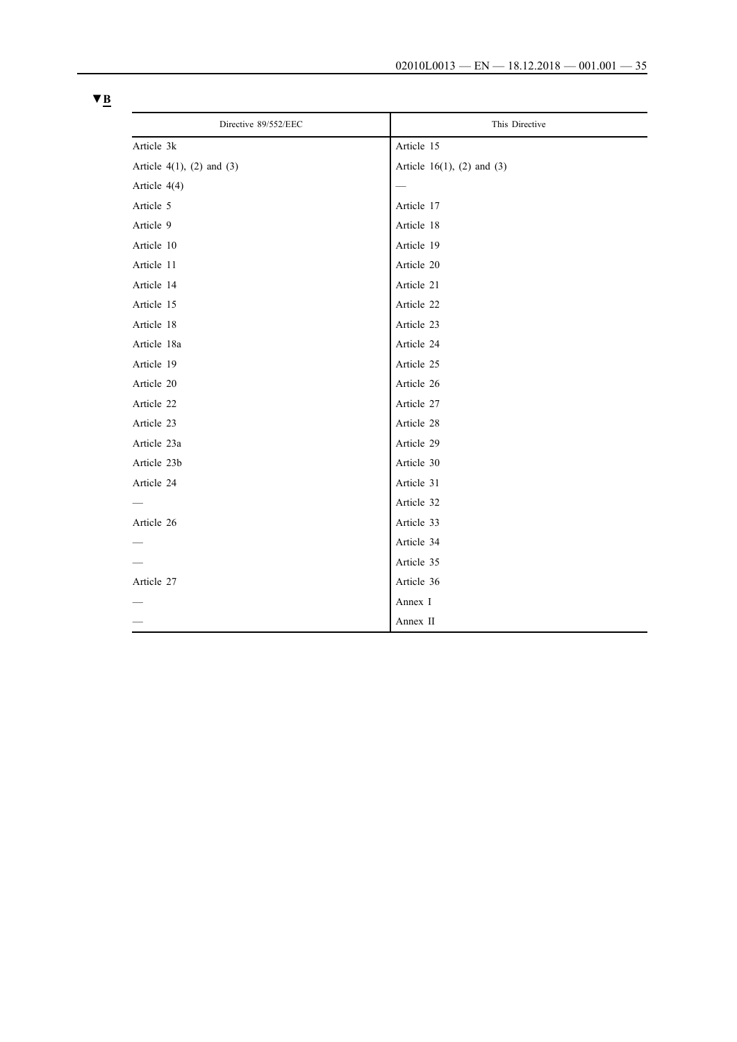▼B

| Directive 89/552/EEC | This Directive |
| --- | --- |
| Article 3k | Article 15 |
| Article 4(1), (2) and (3) | Article 16(1), (2) and (3) |
| Article 4(4) | — |
| Article 5 | Article 17 |
| Article 9 | Article 18 |
| Article 10 | Article 19 |
| Article 11 | Article 20 |
| Article 14 | Article 21 |
| Article 15 | Article 22 |
| Article 18 | Article 23 |
| Article 18a | Article 24 |
| Article 19 | Article 25 |
| Article 20 | Article 26 |
| Article 22 | Article 27 |
| Article 23 | Article 28 |
| Article 23a | Article 29 |
| Article 23b | Article 30 |
| Article 24 | Article 31 |
| — | Article 32 |
| Article 26 | Article 33 |
| — | Article 34 |
| — | Article 35 |
| Article 27 | Article 36 |
| — | Annex I |
| — | Annex II |